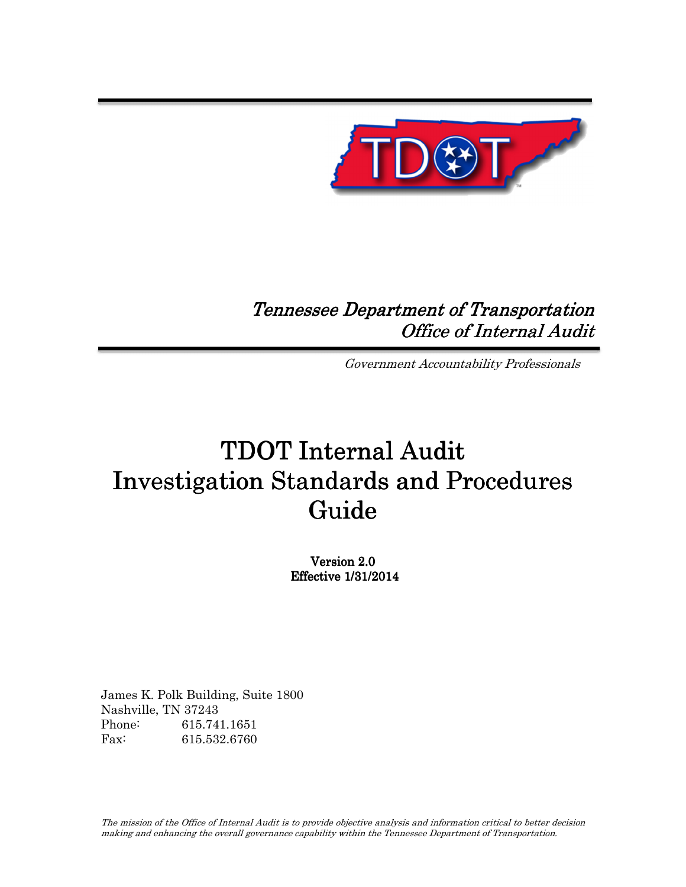*Tennessee Department of Transportation*
*Office of Internal Audit*

*Government Accountability Professionals*

# TDOT Internal Audit Investigation Standards and Procedures Guide

**Version 2.0**
**Effective 1/31/2014**

James K. Polk Building, Suite 1800
Nashville, TN 37243
Phone: 615.741.1651
Fax: 615.532.6760

*The mission of the Office of Internal Audit is to provide objective analysis and information critical to better decision making and enhancing the overall governance capability within the Tennessee Department of Transportation.*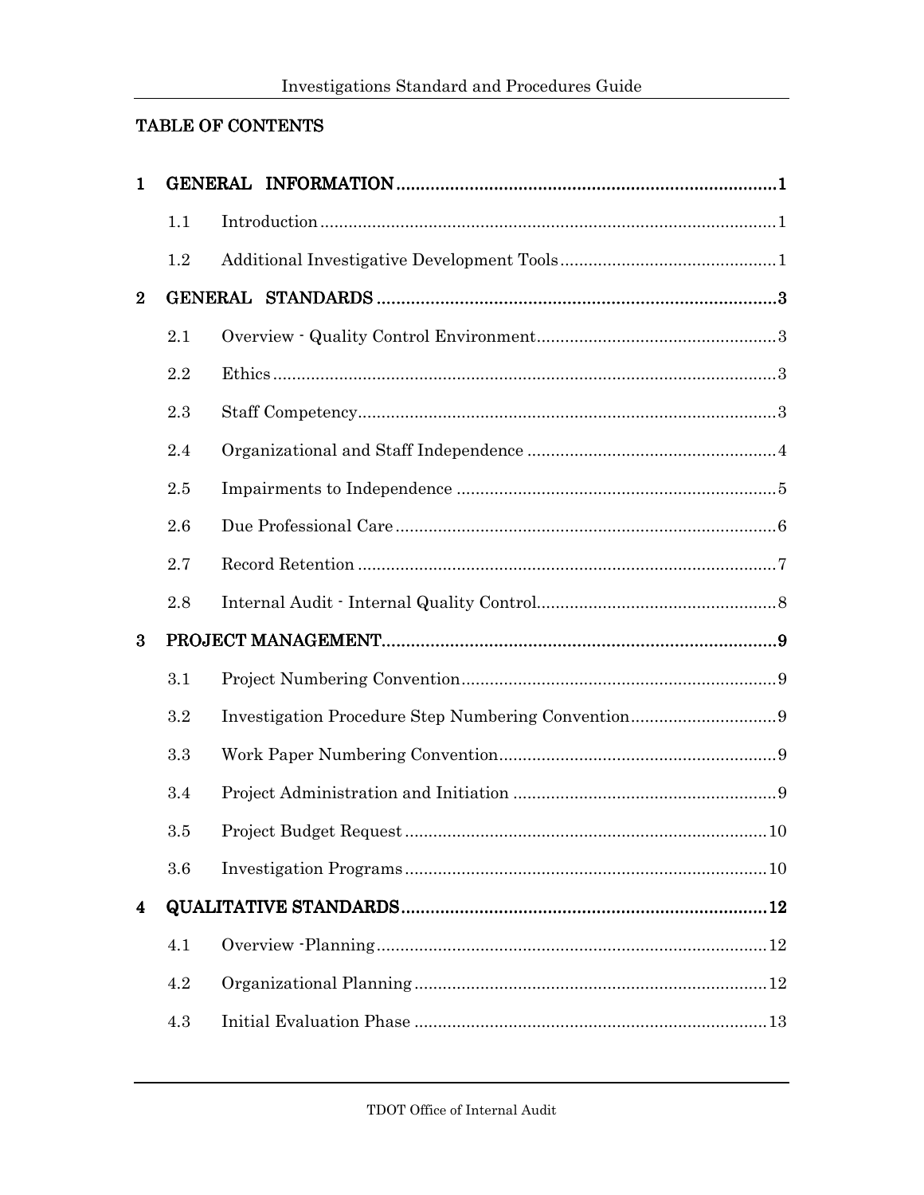## TABLE OF CONTENTS

| | | | |
|---|---|---|---|
| **1** | **GENERAL INFORMATION** | | **1** |
| | 1.1 | Introduction | 1 |
| | 1.2 | Additional Investigative Development Tools | 1 |
| **2** | **GENERAL STANDARDS** | | **3** |
| | 2.1 | Overview - Quality Control Environment | 3 |
| | 2.2 | Ethics | 3 |
| | 2.3 | Staff Competency | 3 |
| | 2.4 | Organizational and Staff Independence | 4 |
| | 2.5 | Impairments to Independence | 5 |
| | 2.6 | Due Professional Care | 6 |
| | 2.7 | Record Retention | 7 |
| | 2.8 | Internal Audit - Internal Quality Control | 8 |
| **3** | **PROJECT MANAGEMENT** | | **9** |
| | 3.1 | Project Numbering Convention | 9 |
| | 3.2 | Investigation Procedure Step Numbering Convention | 9 |
| | 3.3 | Work Paper Numbering Convention | 9 |
| | 3.4 | Project Administration and Initiation | 9 |
| | 3.5 | Project Budget Request | 10 |
| | 3.6 | Investigation Programs | 10 |
| **4** | **QUALITATIVE STANDARDS** | | **12** |
| | 4.1 | Overview -Planning | 12 |
| | 4.2 | Organizational Planning | 12 |
| | 4.3 | Initial Evaluation Phase | 13 |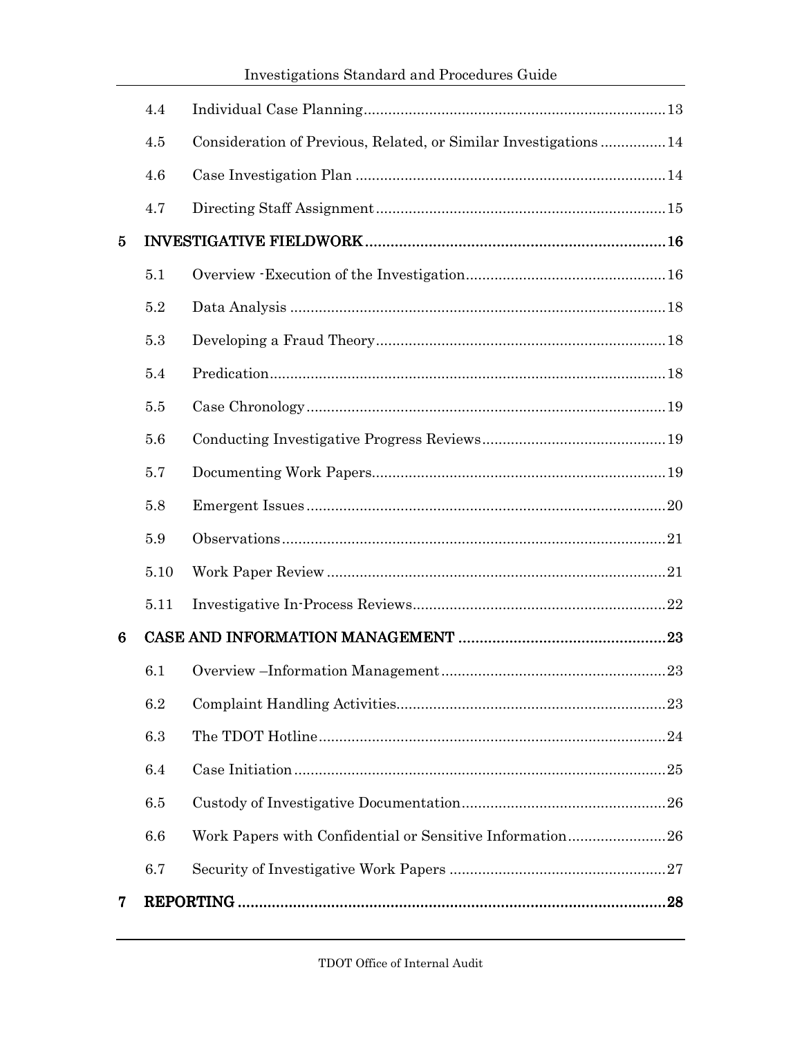| | | |
|---|---|---|
| 4.4 | Individual Case Planning | 13 |
| 4.5 | Consideration of Previous, Related, or Similar Investigations | 14 |
| 4.6 | Case Investigation Plan | 14 |
| 4.7 | Directing Staff Assignment | 15 |
| **5** | **INVESTIGATIVE FIELDWORK** | **16** |
| 5.1 | Overview -Execution of the Investigation | 16 |
| 5.2 | Data Analysis | 18 |
| 5.3 | Developing a Fraud Theory | 18 |
| 5.4 | Predication | 18 |
| 5.5 | Case Chronology | 19 |
| 5.6 | Conducting Investigative Progress Reviews | 19 |
| 5.7 | Documenting Work Papers | 19 |
| 5.8 | Emergent Issues | 20 |
| 5.9 | Observations | 21 |
| 5.10 | Work Paper Review | 21 |
| 5.11 | Investigative In-Process Reviews | 22 |
| **6** | **CASE AND INFORMATION MANAGEMENT** | **23** |
| 6.1 | Overview –Information Management | 23 |
| 6.2 | Complaint Handling Activities | 23 |
| 6.3 | The TDOT Hotline | 24 |
| 6.4 | Case Initiation | 25 |
| 6.5 | Custody of Investigative Documentation | 26 |
| 6.6 | Work Papers with Confidential or Sensitive Information | 26 |
| 6.7 | Security of Investigative Work Papers | 27 |
| **7** | **REPORTING** | **28** |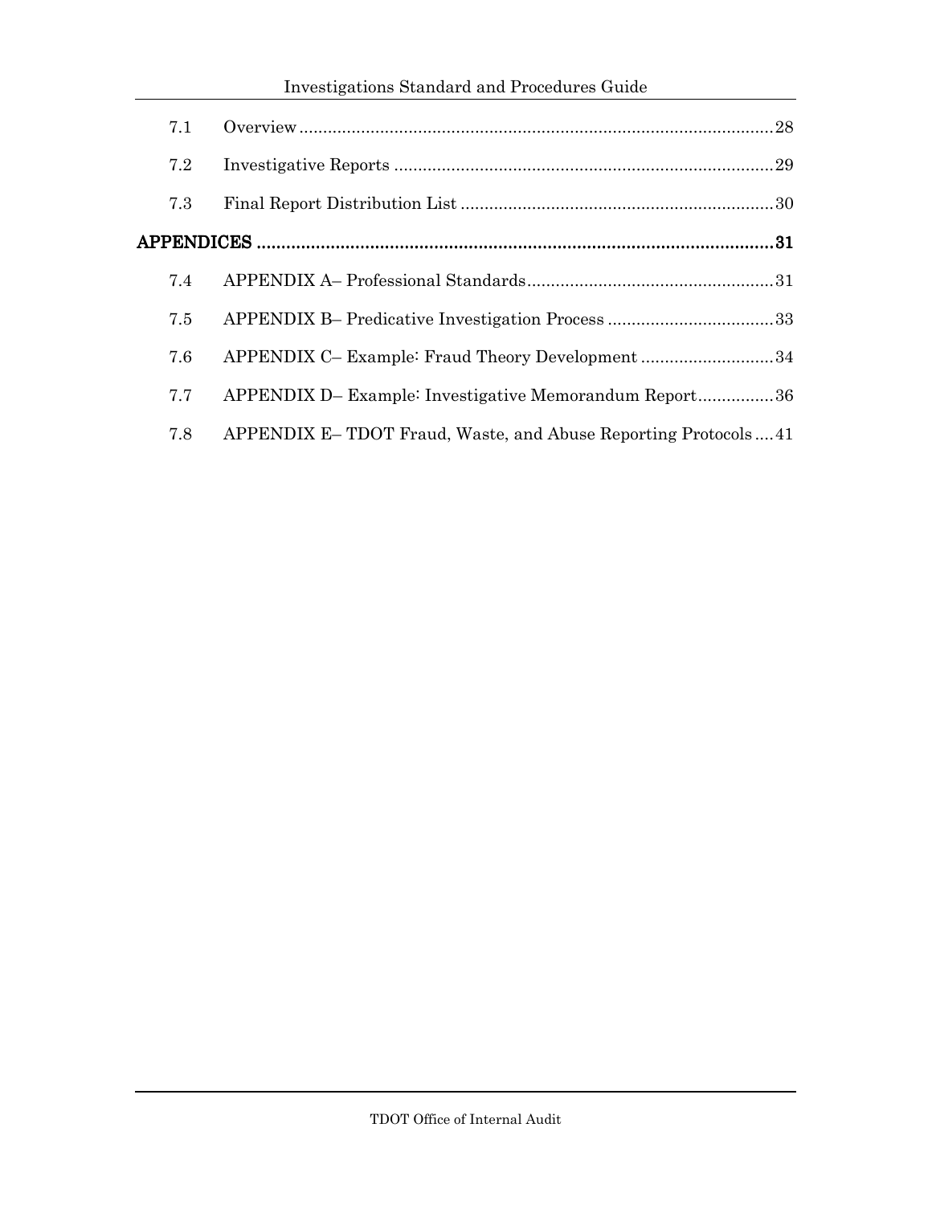| | | |
|---|---|---|
| 7.1 | Overview | 28 |
| 7.2 | Investigative Reports | 29 |
| 7.3 | Final Report Distribution List | 30 |
| **APPENDICES** | | **31** |
| 7.4 | APPENDIX A– Professional Standards | 31 |
| 7.5 | APPENDIX B– Predicative Investigation Process | 33 |
| 7.6 | APPENDIX C– Example: Fraud Theory Development | 34 |
| 7.7 | APPENDIX D– Example: Investigative Memorandum Report | 36 |
| 7.8 | APPENDIX E– TDOT Fraud, Waste, and Abuse Reporting Protocols | 41 |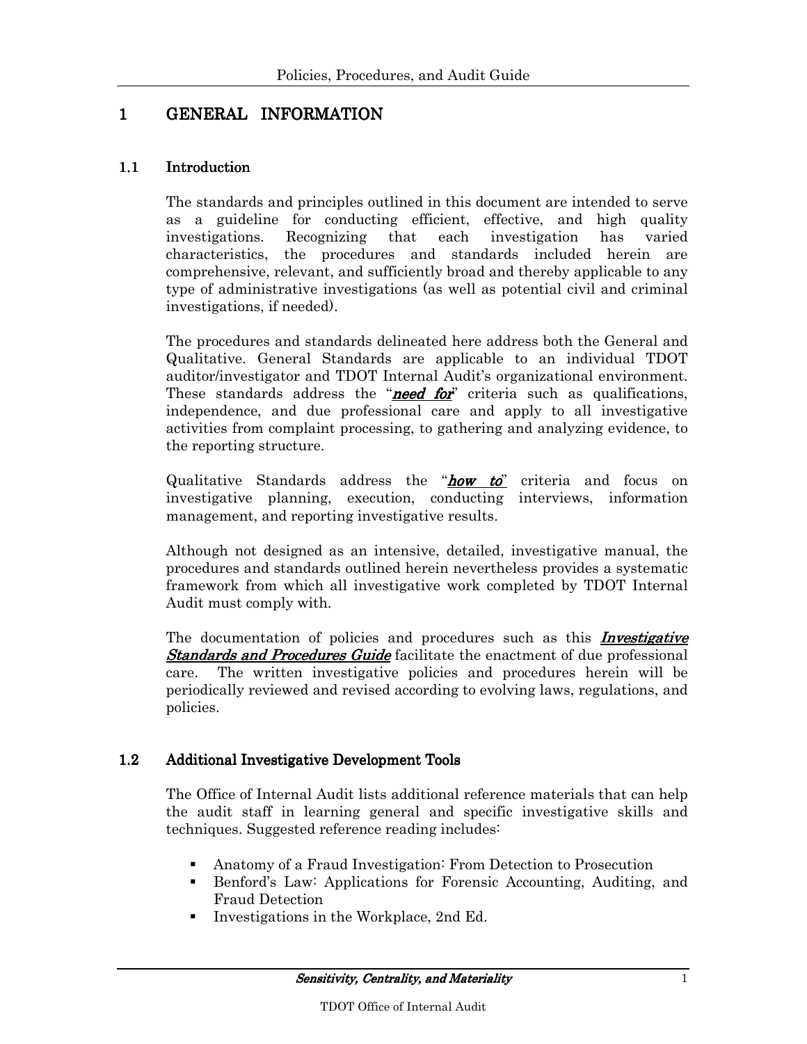# 1 GENERAL INFORMATION

## 1.1 Introduction

The standards and principles outlined in this document are intended to serve as a guideline for conducting efficient, effective, and high quality investigations. Recognizing that each investigation has varied characteristics, the procedures and standards included herein are comprehensive, relevant, and sufficiently broad and thereby applicable to any type of administrative investigations (as well as potential civil and criminal investigations, if needed).

The procedures and standards delineated here address both the General and Qualitative. General Standards are applicable to an individual TDOT auditor/investigator and TDOT Internal Audit's organizational environment. These standards address the "***need for***" criteria such as qualifications, independence, and due professional care and apply to all investigative activities from complaint processing, to gathering and analyzing evidence, to the reporting structure.

Qualitative Standards address the "***how to***" criteria and focus on investigative planning, execution, conducting interviews, information management, and reporting investigative results.

Although not designed as an intensive, detailed, investigative manual, the procedures and standards outlined herein nevertheless provides a systematic framework from which all investigative work completed by TDOT Internal Audit must comply with.

The documentation of policies and procedures such as this ***Investigative Standards and Procedures Guide*** facilitate the enactment of due professional care. The written investigative policies and procedures herein will be periodically reviewed and revised according to evolving laws, regulations, and policies.

## 1.2 Additional Investigative Development Tools

The Office of Internal Audit lists additional reference materials that can help the audit staff in learning general and specific investigative skills and techniques. Suggested reference reading includes:

- Anatomy of a Fraud Investigation: From Detection to Prosecution
- Benford's Law: Applications for Forensic Accounting, Auditing, and Fraud Detection
- Investigations in the Workplace, 2nd Ed.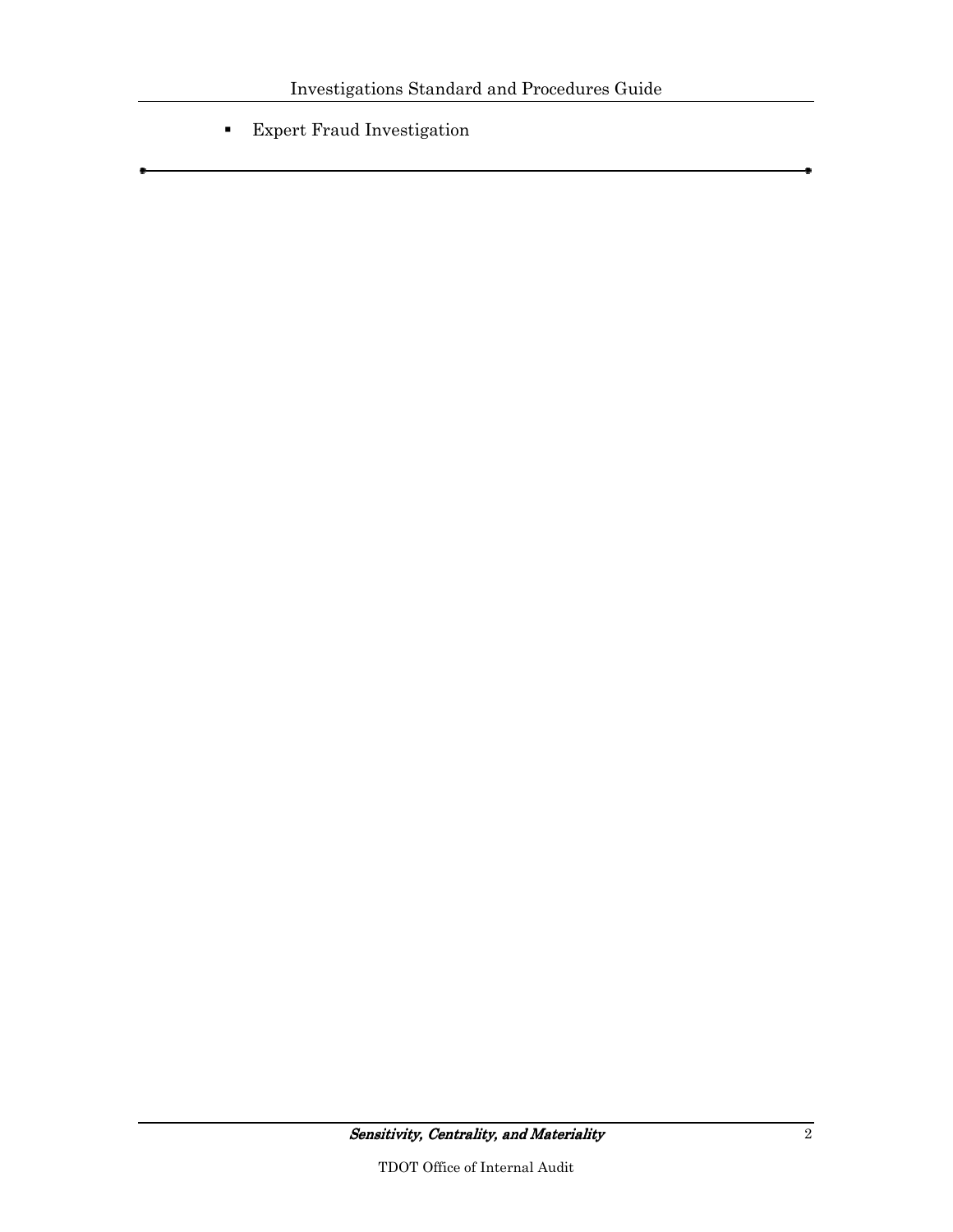- Expert Fraud Investigation

---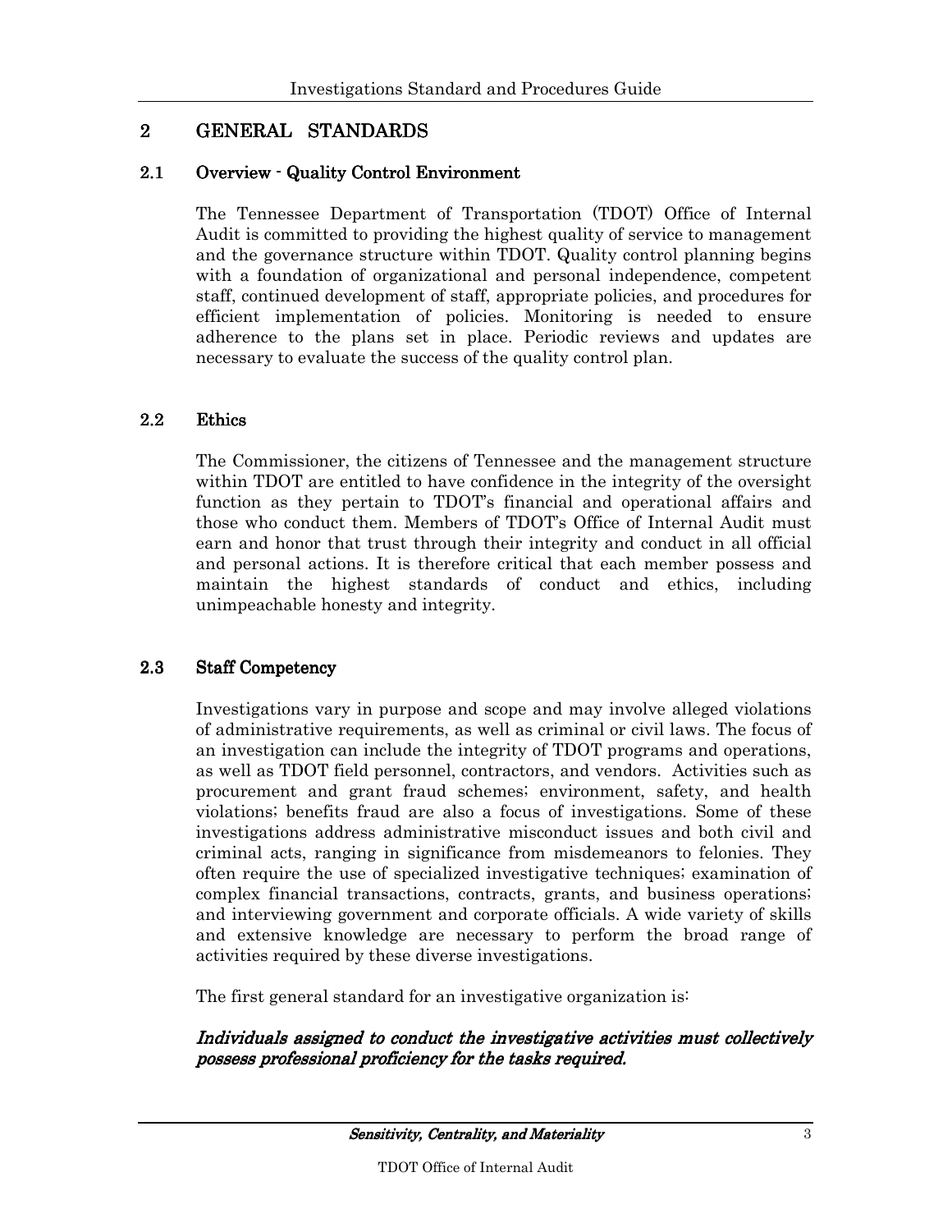## 2 GENERAL STANDARDS

### 2.1 Overview - Quality Control Environment

The Tennessee Department of Transportation (TDOT) Office of Internal Audit is committed to providing the highest quality of service to management and the governance structure within TDOT. Quality control planning begins with a foundation of organizational and personal independence, competent staff, continued development of staff, appropriate policies, and procedures for efficient implementation of policies. Monitoring is needed to ensure adherence to the plans set in place. Periodic reviews and updates are necessary to evaluate the success of the quality control plan.

### 2.2 Ethics

The Commissioner, the citizens of Tennessee and the management structure within TDOT are entitled to have confidence in the integrity of the oversight function as they pertain to TDOT's financial and operational affairs and those who conduct them. Members of TDOT's Office of Internal Audit must earn and honor that trust through their integrity and conduct in all official and personal actions. It is therefore critical that each member possess and maintain the highest standards of conduct and ethics, including unimpeachable honesty and integrity.

### 2.3 Staff Competency

Investigations vary in purpose and scope and may involve alleged violations of administrative requirements, as well as criminal or civil laws. The focus of an investigation can include the integrity of TDOT programs and operations, as well as TDOT field personnel, contractors, and vendors. Activities such as procurement and grant fraud schemes; environment, safety, and health violations; benefits fraud are also a focus of investigations. Some of these investigations address administrative misconduct issues and both civil and criminal acts, ranging in significance from misdemeanors to felonies. They often require the use of specialized investigative techniques; examination of complex financial transactions, contracts, grants, and business operations; and interviewing government and corporate officials. A wide variety of skills and extensive knowledge are necessary to perform the broad range of activities required by these diverse investigations.

The first general standard for an investigative organization is:

***Individuals assigned to conduct the investigative activities must collectively possess professional proficiency for the tasks required.***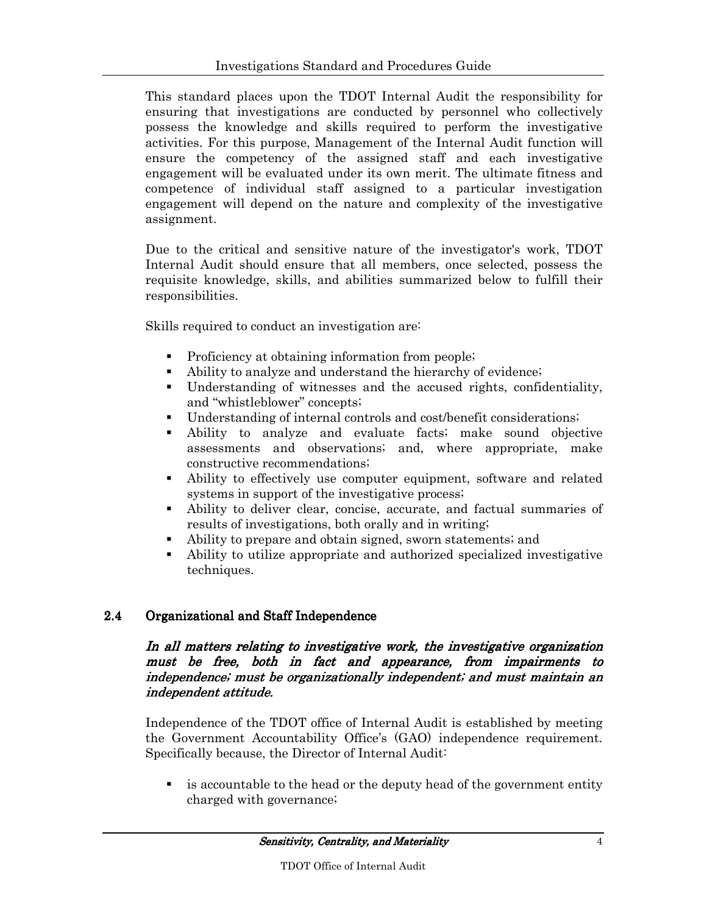This standard places upon the TDOT Internal Audit the responsibility for ensuring that investigations are conducted by personnel who collectively possess the knowledge and skills required to perform the investigative activities. For this purpose, Management of the Internal Audit function will ensure the competency of the assigned staff and each investigative engagement will be evaluated under its own merit. The ultimate fitness and competence of individual staff assigned to a particular investigation engagement will depend on the nature and complexity of the investigative assignment.

Due to the critical and sensitive nature of the investigator's work, TDOT Internal Audit should ensure that all members, once selected, possess the requisite knowledge, skills, and abilities summarized below to fulfill their responsibilities.

Skills required to conduct an investigation are:

- Proficiency at obtaining information from people;
- Ability to analyze and understand the hierarchy of evidence;
- Understanding of witnesses and the accused rights, confidentiality, and "whistleblower" concepts;
- Understanding of internal controls and cost/benefit considerations;
- Ability to analyze and evaluate facts; make sound objective assessments and observations; and, where appropriate, make constructive recommendations;
- Ability to effectively use computer equipment, software and related systems in support of the investigative process;
- Ability to deliver clear, concise, accurate, and factual summaries of results of investigations, both orally and in writing;
- Ability to prepare and obtain signed, sworn statements; and
- Ability to utilize appropriate and authorized specialized investigative techniques.

## 2.4 Organizational and Staff Independence

***In all matters relating to investigative work, the investigative organization must be free, both in fact and appearance, from impairments to independence; must be organizationally independent; and must maintain an independent attitude.***

Independence of the TDOT office of Internal Audit is established by meeting the Government Accountability Office's (GAO) independence requirement. Specifically because, the Director of Internal Audit:

- is accountable to the head or the deputy head of the government entity charged with governance;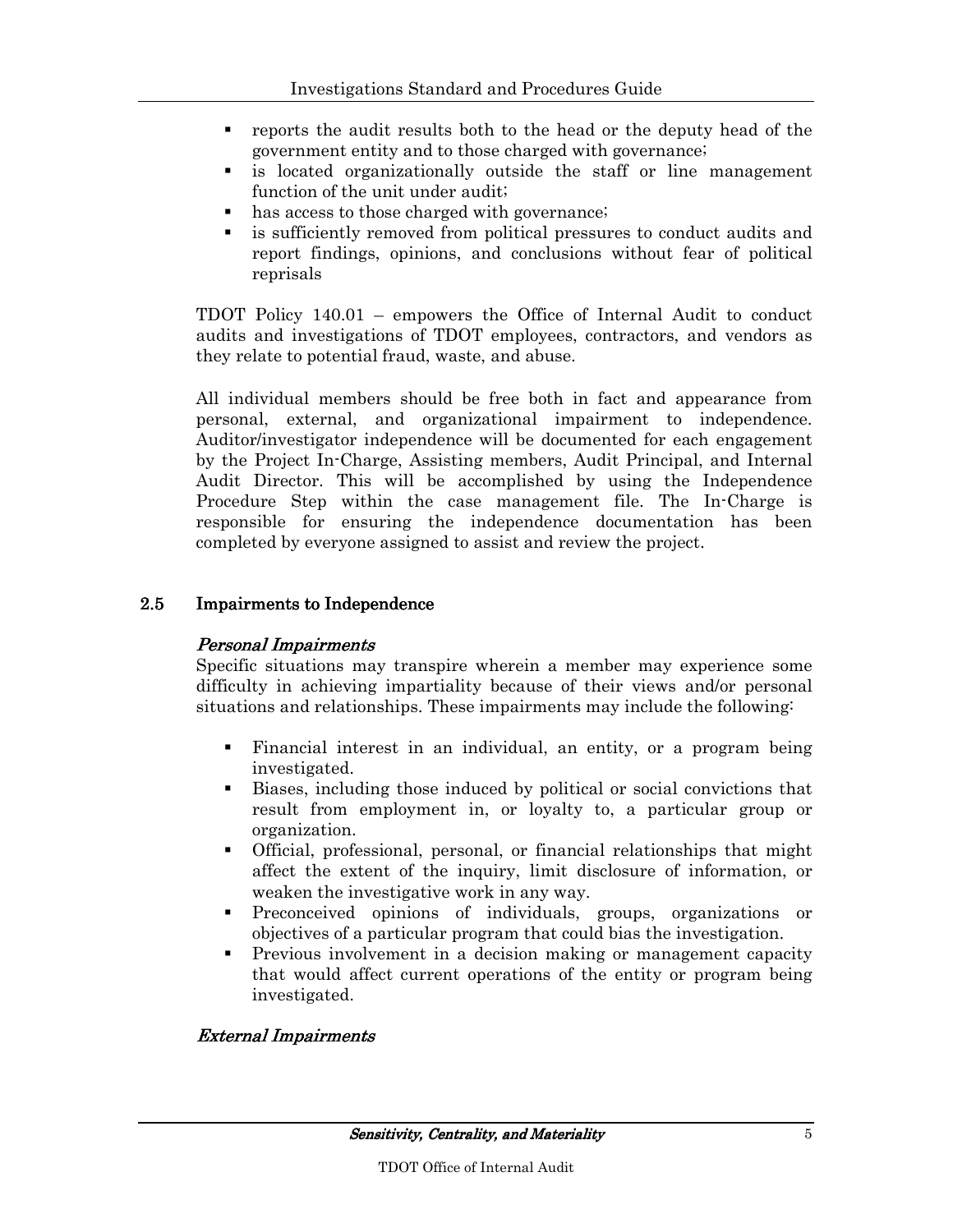- reports the audit results both to the head or the deputy head of the government entity and to those charged with governance;
- is located organizationally outside the staff or line management function of the unit under audit;
- has access to those charged with governance;
- is sufficiently removed from political pressures to conduct audits and report findings, opinions, and conclusions without fear of political reprisals

TDOT Policy 140.01 – empowers the Office of Internal Audit to conduct audits and investigations of TDOT employees, contractors, and vendors as they relate to potential fraud, waste, and abuse.

All individual members should be free both in fact and appearance from personal, external, and organizational impairment to independence. Auditor/investigator independence will be documented for each engagement by the Project In-Charge, Assisting members, Audit Principal, and Internal Audit Director. This will be accomplished by using the Independence Procedure Step within the case management file. The In-Charge is responsible for ensuring the independence documentation has been completed by everyone assigned to assist and review the project.

## 2.5 Impairments to Independence

***Personal Impairments***

Specific situations may transpire wherein a member may experience some difficulty in achieving impartiality because of their views and/or personal situations and relationships. These impairments may include the following:

- Financial interest in an individual, an entity, or a program being investigated.
- Biases, including those induced by political or social convictions that result from employment in, or loyalty to, a particular group or organization.
- Official, professional, personal, or financial relationships that might affect the extent of the inquiry, limit disclosure of information, or weaken the investigative work in any way.
- Preconceived opinions of individuals, groups, organizations or objectives of a particular program that could bias the investigation.
- Previous involvement in a decision making or management capacity that would affect current operations of the entity or program being investigated.

***External Impairments***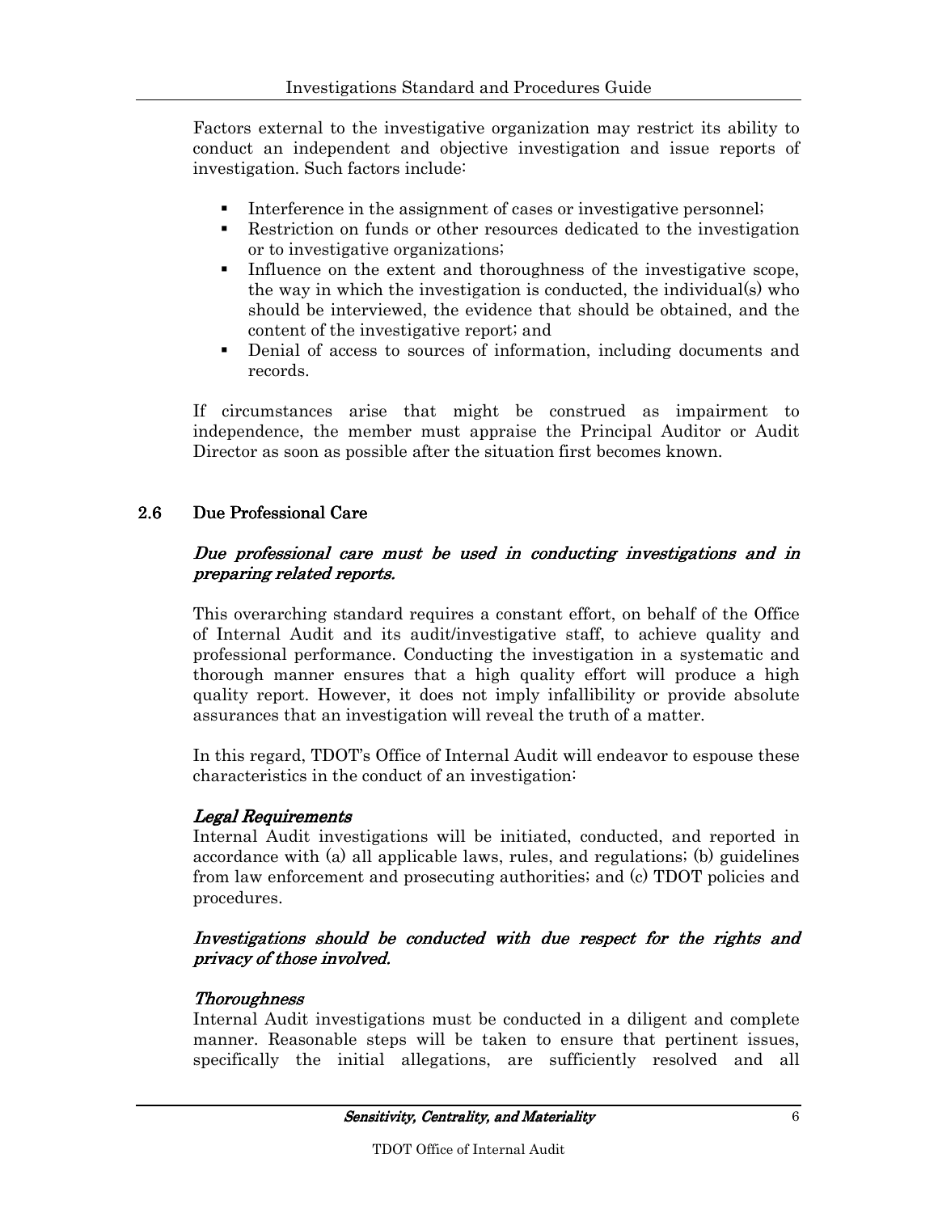Factors external to the investigative organization may restrict its ability to conduct an independent and objective investigation and issue reports of investigation. Such factors include:

- Interference in the assignment of cases or investigative personnel;
- Restriction on funds or other resources dedicated to the investigation or to investigative organizations;
- Influence on the extent and thoroughness of the investigative scope, the way in which the investigation is conducted, the individual(s) who should be interviewed, the evidence that should be obtained, and the content of the investigative report; and
- Denial of access to sources of information, including documents and records.

If circumstances arise that might be construed as impairment to independence, the member must appraise the Principal Auditor or Audit Director as soon as possible after the situation first becomes known.

## 2.6 Due Professional Care

***Due professional care must be used in conducting investigations and in preparing related reports.***

This overarching standard requires a constant effort, on behalf of the Office of Internal Audit and its audit/investigative staff, to achieve quality and professional performance. Conducting the investigation in a systematic and thorough manner ensures that a high quality effort will produce a high quality report. However, it does not imply infallibility or provide absolute assurances that an investigation will reveal the truth of a matter.

In this regard, TDOT's Office of Internal Audit will endeavor to espouse these characteristics in the conduct of an investigation:

***Legal Requirements***
Internal Audit investigations will be initiated, conducted, and reported in accordance with (a) all applicable laws, rules, and regulations; (b) guidelines from law enforcement and prosecuting authorities; and (c) TDOT policies and procedures.

***Investigations should be conducted with due respect for the rights and privacy of those involved.***

***Thoroughness***
Internal Audit investigations must be conducted in a diligent and complete manner. Reasonable steps will be taken to ensure that pertinent issues, specifically the initial allegations, are sufficiently resolved and all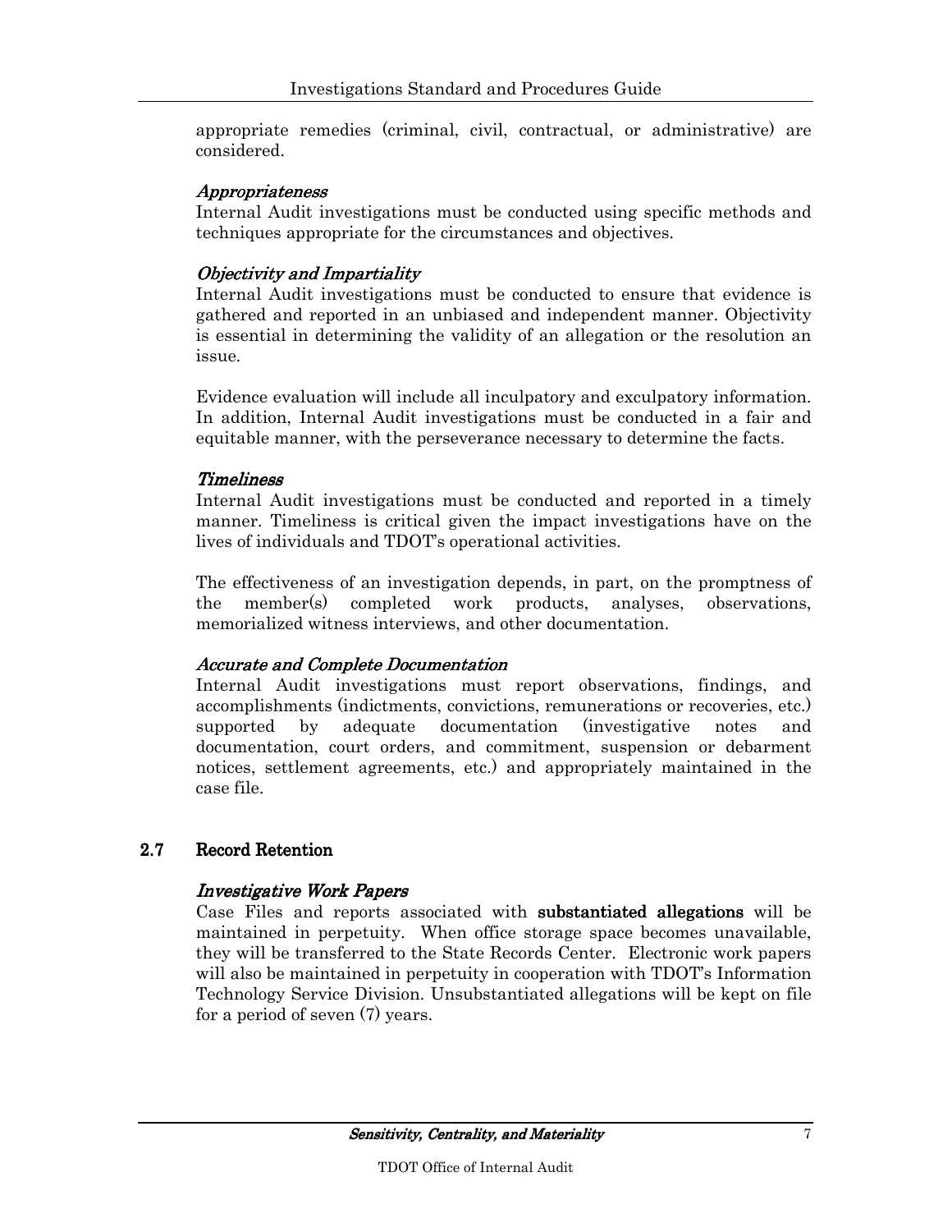appropriate remedies (criminal, civil, contractual, or administrative) are considered.

*Appropriateness*

Internal Audit investigations must be conducted using specific methods and techniques appropriate for the circumstances and objectives.

*Objectivity and Impartiality*

Internal Audit investigations must be conducted to ensure that evidence is gathered and reported in an unbiased and independent manner. Objectivity is essential in determining the validity of an allegation or the resolution an issue.

Evidence evaluation will include all inculpatory and exculpatory information. In addition, Internal Audit investigations must be conducted in a fair and equitable manner, with the perseverance necessary to determine the facts.

*Timeliness*

Internal Audit investigations must be conducted and reported in a timely manner. Timeliness is critical given the impact investigations have on the lives of individuals and TDOT's operational activities.

The effectiveness of an investigation depends, in part, on the promptness of the member(s) completed work products, analyses, observations, memorialized witness interviews, and other documentation.

*Accurate and Complete Documentation*

Internal Audit investigations must report observations, findings, and accomplishments (indictments, convictions, remunerations or recoveries, etc.) supported by adequate documentation (investigative notes and documentation, court orders, and commitment, suspension or debarment notices, settlement agreements, etc.) and appropriately maintained in the case file.

## 2.7 Record Retention

*Investigative Work Papers*

Case Files and reports associated with **substantiated allegations** will be maintained in perpetuity. When office storage space becomes unavailable, they will be transferred to the State Records Center. Electronic work papers will also be maintained in perpetuity in cooperation with TDOT's Information Technology Service Division. Unsubstantiated allegations will be kept on file for a period of seven (7) years.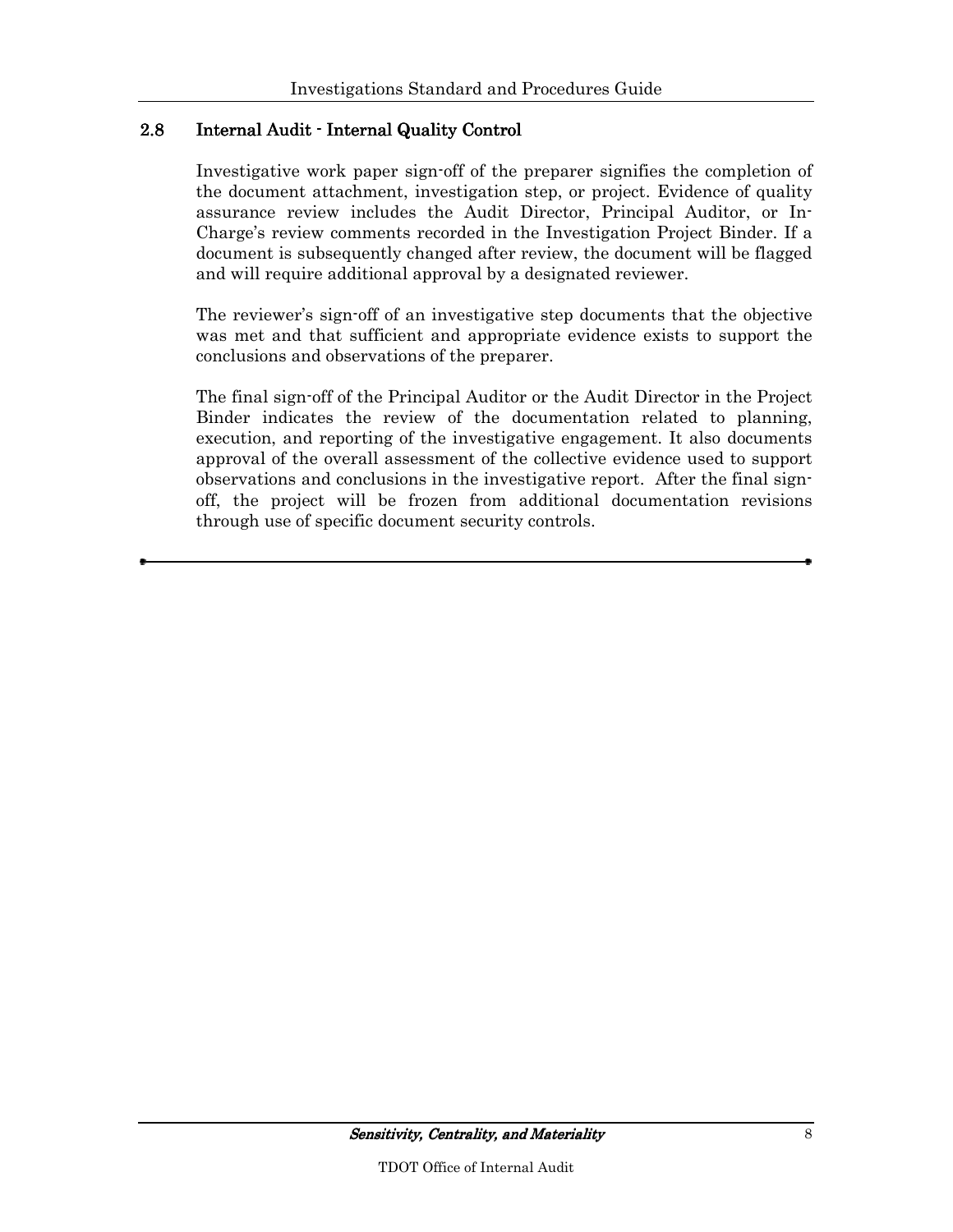## 2.8 Internal Audit - Internal Quality Control

Investigative work paper sign-off of the preparer signifies the completion of the document attachment, investigation step, or project. Evidence of quality assurance review includes the Audit Director, Principal Auditor, or In-Charge's review comments recorded in the Investigation Project Binder. If a document is subsequently changed after review, the document will be flagged and will require additional approval by a designated reviewer.

The reviewer's sign-off of an investigative step documents that the objective was met and that sufficient and appropriate evidence exists to support the conclusions and observations of the preparer.

The final sign-off of the Principal Auditor or the Audit Director in the Project Binder indicates the review of the documentation related to planning, execution, and reporting of the investigative engagement. It also documents approval of the overall assessment of the collective evidence used to support observations and conclusions in the investigative report. After the final sign-off, the project will be frozen from additional documentation revisions through use of specific document security controls.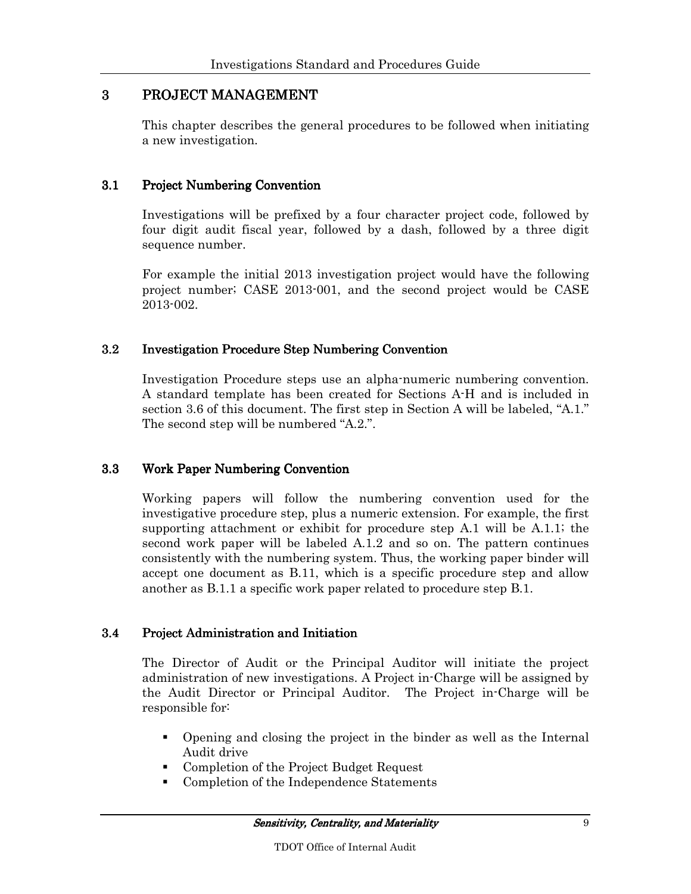# 3 PROJECT MANAGEMENT

This chapter describes the general procedures to be followed when initiating a new investigation.

## 3.1 Project Numbering Convention

Investigations will be prefixed by a four character project code, followed by four digit audit fiscal year, followed by a dash, followed by a three digit sequence number.

For example the initial 2013 investigation project would have the following project number; CASE 2013-001, and the second project would be CASE 2013-002.

## 3.2 Investigation Procedure Step Numbering Convention

Investigation Procedure steps use an alpha-numeric numbering convention. A standard template has been created for Sections A-H and is included in section 3.6 of this document. The first step in Section A will be labeled, "A.1." The second step will be numbered "A.2.".

## 3.3 Work Paper Numbering Convention

Working papers will follow the numbering convention used for the investigative procedure step, plus a numeric extension. For example, the first supporting attachment or exhibit for procedure step A.1 will be A.1.1; the second work paper will be labeled A.1.2 and so on. The pattern continues consistently with the numbering system. Thus, the working paper binder will accept one document as B.11, which is a specific procedure step and allow another as B.1.1 a specific work paper related to procedure step B.1.

## 3.4 Project Administration and Initiation

The Director of Audit or the Principal Auditor will initiate the project administration of new investigations. A Project in-Charge will be assigned by the Audit Director or Principal Auditor. The Project in-Charge will be responsible for:

- Opening and closing the project in the binder as well as the Internal Audit drive
- Completion of the Project Budget Request
- Completion of the Independence Statements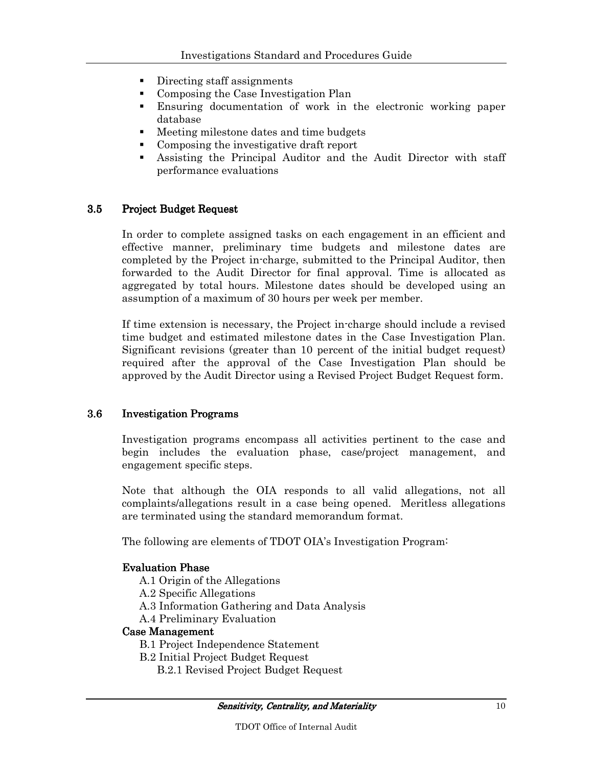- Directing staff assignments
- Composing the Case Investigation Plan
- Ensuring documentation of work in the electronic working paper database
- Meeting milestone dates and time budgets
- Composing the investigative draft report
- Assisting the Principal Auditor and the Audit Director with staff performance evaluations

## 3.5 Project Budget Request

In order to complete assigned tasks on each engagement in an efficient and effective manner, preliminary time budgets and milestone dates are completed by the Project in-charge, submitted to the Principal Auditor, then forwarded to the Audit Director for final approval. Time is allocated as aggregated by total hours. Milestone dates should be developed using an assumption of a maximum of 30 hours per week per member.

If time extension is necessary, the Project in-charge should include a revised time budget and estimated milestone dates in the Case Investigation Plan. Significant revisions (greater than 10 percent of the initial budget request) required after the approval of the Case Investigation Plan should be approved by the Audit Director using a Revised Project Budget Request form.

## 3.6 Investigation Programs

Investigation programs encompass all activities pertinent to the case and begin includes the evaluation phase, case/project management, and engagement specific steps.

Note that although the OIA responds to all valid allegations, not all complaints/allegations result in a case being opened. Meritless allegations are terminated using the standard memorandum format.

The following are elements of TDOT OIA's Investigation Program:

**Evaluation Phase**

- A.1 Origin of the Allegations
- A.2 Specific Allegations
- A.3 Information Gathering and Data Analysis
- A.4 Preliminary Evaluation

**Case Management**

- B.1 Project Independence Statement
- B.2 Initial Project Budget Request
  - B.2.1 Revised Project Budget Request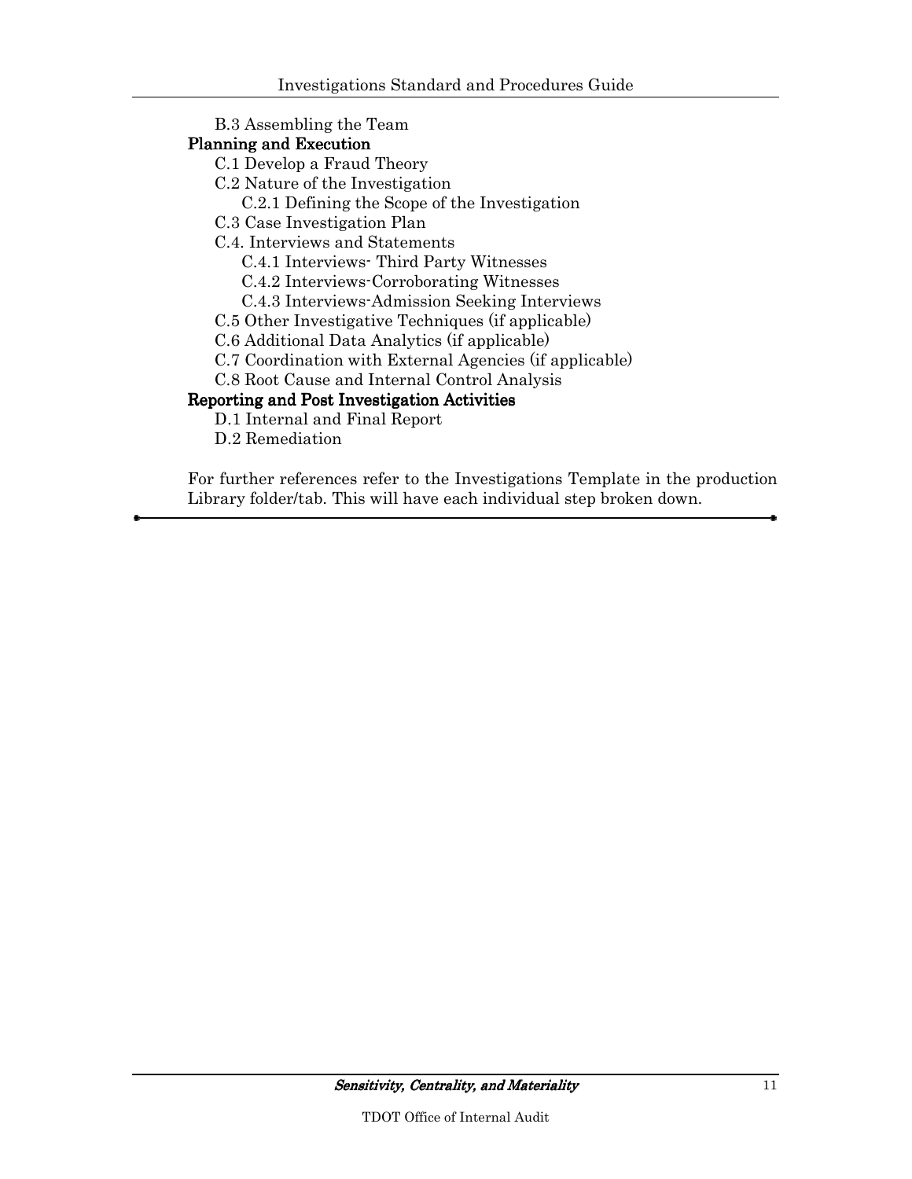- B.3 Assembling the Team

**Planning and Execution**

- C.1 Develop a Fraud Theory
- C.2 Nature of the Investigation
  - C.2.1 Defining the Scope of the Investigation
- C.3 Case Investigation Plan
- C.4. Interviews and Statements
  - C.4.1 Interviews- Third Party Witnesses
  - C.4.2 Interviews-Corroborating Witnesses
  - C.4.3 Interviews-Admission Seeking Interviews
- C.5 Other Investigative Techniques (if applicable)
- C.6 Additional Data Analytics (if applicable)
- C.7 Coordination with External Agencies (if applicable)
- C.8 Root Cause and Internal Control Analysis

**Reporting and Post Investigation Activities**

- D.1 Internal and Final Report
- D.2 Remediation

For further references refer to the Investigations Template in the production Library folder/tab. This will have each individual step broken down.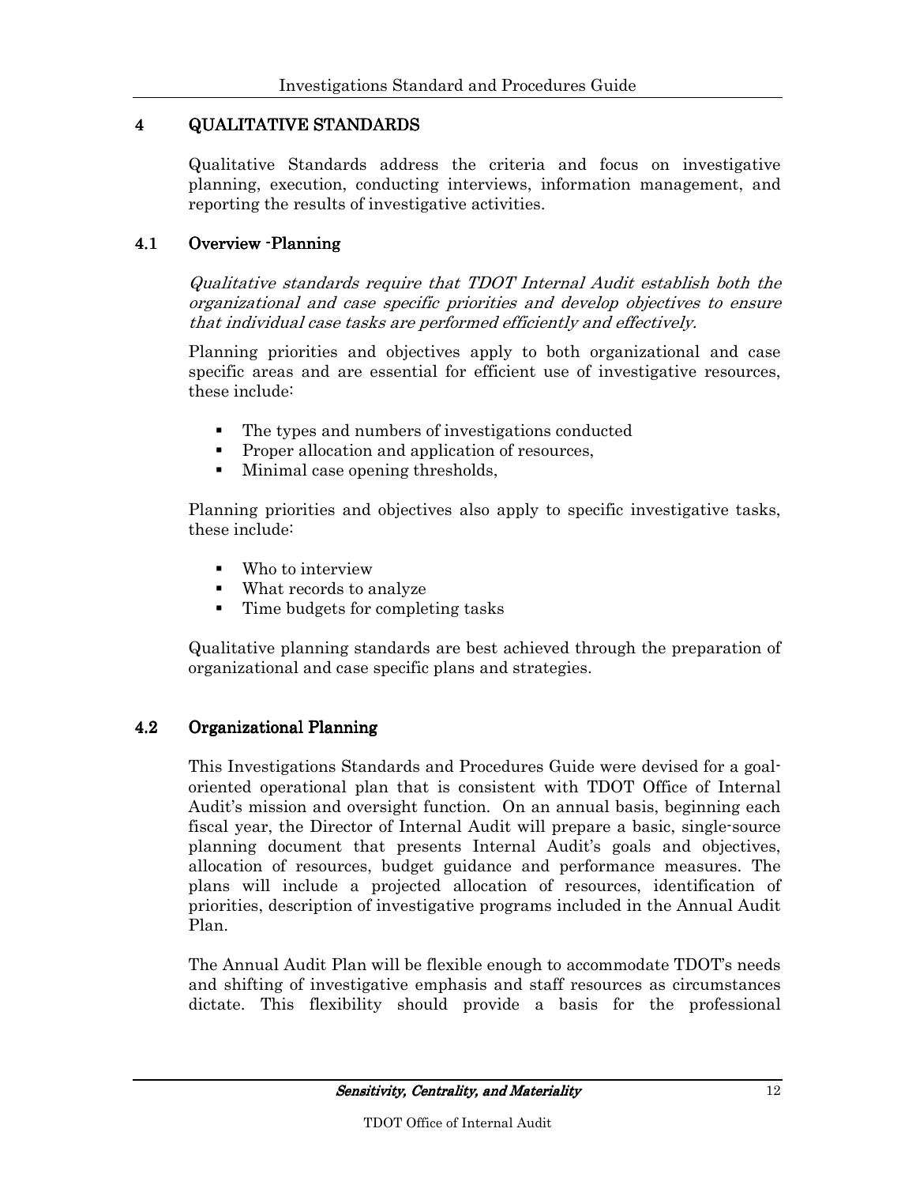## 4 QUALITATIVE STANDARDS

Qualitative Standards address the criteria and focus on investigative planning, execution, conducting interviews, information management, and reporting the results of investigative activities.

### 4.1 Overview -Planning

*Qualitative standards require that TDOT Internal Audit establish both the organizational and case specific priorities and develop objectives to ensure that individual case tasks are performed efficiently and effectively.*

Planning priorities and objectives apply to both organizational and case specific areas and are essential for efficient use of investigative resources, these include:

- The types and numbers of investigations conducted
- Proper allocation and application of resources,
- Minimal case opening thresholds,

Planning priorities and objectives also apply to specific investigative tasks, these include:

- Who to interview
- What records to analyze
- Time budgets for completing tasks

Qualitative planning standards are best achieved through the preparation of organizational and case specific plans and strategies.

### 4.2 Organizational Planning

This Investigations Standards and Procedures Guide were devised for a goal-oriented operational plan that is consistent with TDOT Office of Internal Audit's mission and oversight function. On an annual basis, beginning each fiscal year, the Director of Internal Audit will prepare a basic, single-source planning document that presents Internal Audit's goals and objectives, allocation of resources, budget guidance and performance measures. The plans will include a projected allocation of resources, identification of priorities, description of investigative programs included in the Annual Audit Plan.

The Annual Audit Plan will be flexible enough to accommodate TDOT's needs and shifting of investigative emphasis and staff resources as circumstances dictate. This flexibility should provide a basis for the professional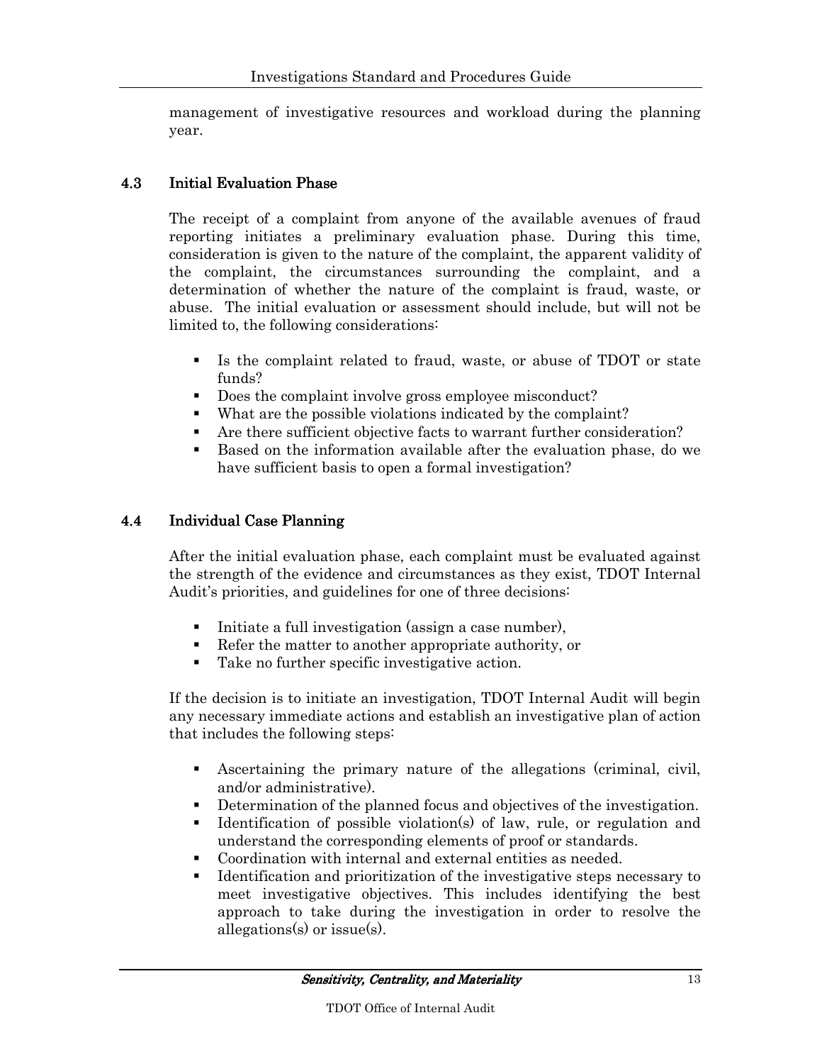management of investigative resources and workload during the planning year.

## 4.3 Initial Evaluation Phase

The receipt of a complaint from anyone of the available avenues of fraud reporting initiates a preliminary evaluation phase. During this time, consideration is given to the nature of the complaint, the apparent validity of the complaint, the circumstances surrounding the complaint, and a determination of whether the nature of the complaint is fraud, waste, or abuse. The initial evaluation or assessment should include, but will not be limited to, the following considerations:

- Is the complaint related to fraud, waste, or abuse of TDOT or state funds?
- Does the complaint involve gross employee misconduct?
- What are the possible violations indicated by the complaint?
- Are there sufficient objective facts to warrant further consideration?
- Based on the information available after the evaluation phase, do we have sufficient basis to open a formal investigation?

## 4.4 Individual Case Planning

After the initial evaluation phase, each complaint must be evaluated against the strength of the evidence and circumstances as they exist, TDOT Internal Audit's priorities, and guidelines for one of three decisions:

- Initiate a full investigation (assign a case number),
- Refer the matter to another appropriate authority, or
- Take no further specific investigative action.

If the decision is to initiate an investigation, TDOT Internal Audit will begin any necessary immediate actions and establish an investigative plan of action that includes the following steps:

- Ascertaining the primary nature of the allegations (criminal, civil, and/or administrative).
- Determination of the planned focus and objectives of the investigation.
- Identification of possible violation(s) of law, rule, or regulation and understand the corresponding elements of proof or standards.
- Coordination with internal and external entities as needed.
- Identification and prioritization of the investigative steps necessary to meet investigative objectives. This includes identifying the best approach to take during the investigation in order to resolve the allegations(s) or issue(s).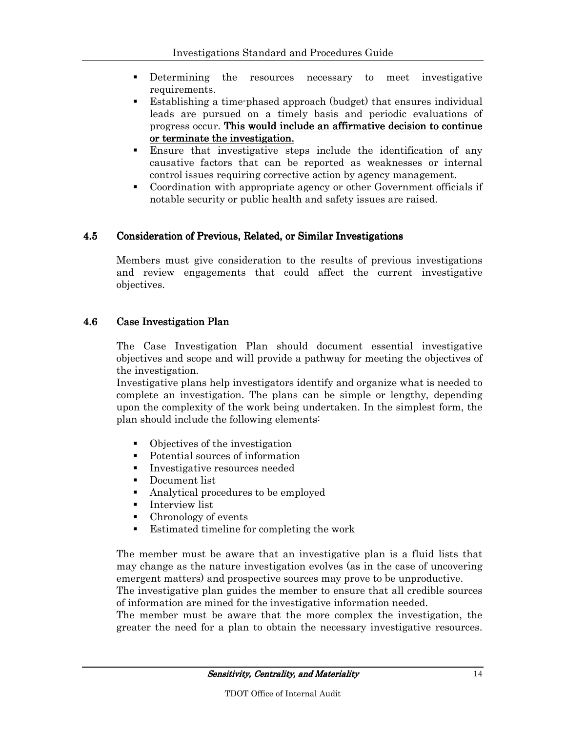- Determining the resources necessary to meet investigative requirements.
- Establishing a time-phased approach (budget) that ensures individual leads are pursued on a timely basis and periodic evaluations of progress occur. **This would include an affirmative decision to continue or terminate the investigation.**
- Ensure that investigative steps include the identification of any causative factors that can be reported as weaknesses or internal control issues requiring corrective action by agency management.
- Coordination with appropriate agency or other Government officials if notable security or public health and safety issues are raised.

## 4.5 Consideration of Previous, Related, or Similar Investigations

Members must give consideration to the results of previous investigations and review engagements that could affect the current investigative objectives.

## 4.6 Case Investigation Plan

The Case Investigation Plan should document essential investigative objectives and scope and will provide a pathway for meeting the objectives of the investigation.
Investigative plans help investigators identify and organize what is needed to complete an investigation. The plans can be simple or lengthy, depending upon the complexity of the work being undertaken. In the simplest form, the plan should include the following elements:

- Objectives of the investigation
- Potential sources of information
- Investigative resources needed
- Document list
- Analytical procedures to be employed
- Interview list
- Chronology of events
- Estimated timeline for completing the work

The member must be aware that an investigative plan is a fluid lists that may change as the nature investigation evolves (as in the case of uncovering emergent matters) and prospective sources may prove to be unproductive.
The investigative plan guides the member to ensure that all credible sources of information are mined for the investigative information needed.
The member must be aware that the more complex the investigation, the greater the need for a plan to obtain the necessary investigative resources.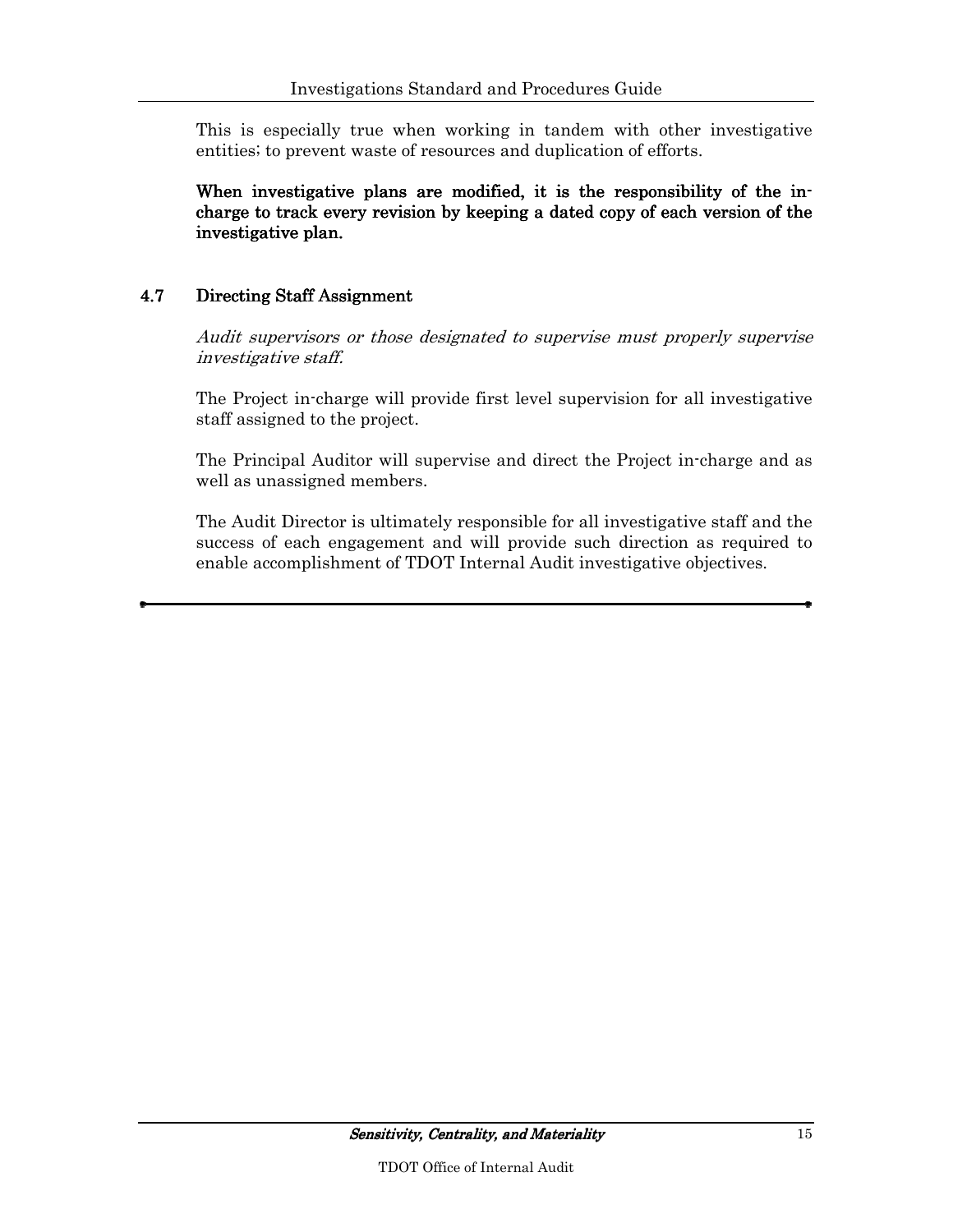This is especially true when working in tandem with other investigative entities; to prevent waste of resources and duplication of efforts.

**When investigative plans are modified, it is the responsibility of the in-charge to track every revision by keeping a dated copy of each version of the investigative plan.**

## 4.7 Directing Staff Assignment

*Audit supervisors or those designated to supervise must properly supervise investigative staff.*

The Project in-charge will provide first level supervision for all investigative staff assigned to the project.

The Principal Auditor will supervise and direct the Project in-charge and as well as unassigned members.

The Audit Director is ultimately responsible for all investigative staff and the success of each engagement and will provide such direction as required to enable accomplishment of TDOT Internal Audit investigative objectives.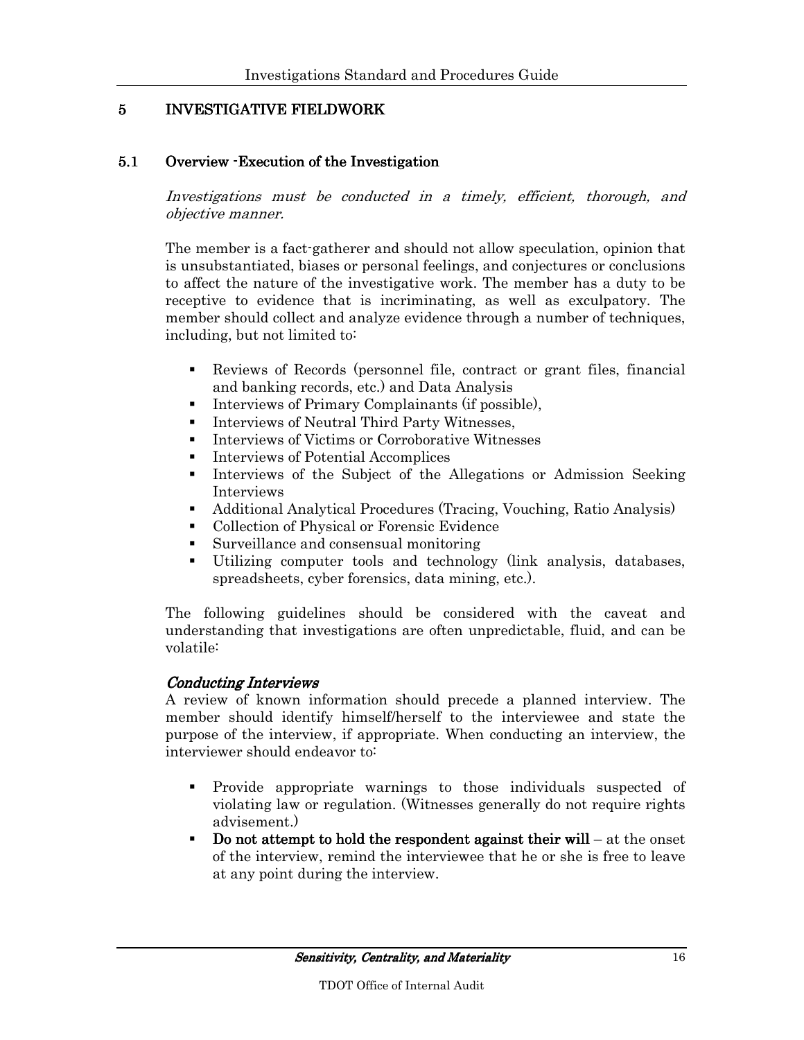# 5 INVESTIGATIVE FIELDWORK

## 5.1 Overview -Execution of the Investigation

*Investigations must be conducted in a timely, efficient, thorough, and objective manner.*

The member is a fact-gatherer and should not allow speculation, opinion that is unsubstantiated, biases or personal feelings, and conjectures or conclusions to affect the nature of the investigative work. The member has a duty to be receptive to evidence that is incriminating, as well as exculpatory. The member should collect and analyze evidence through a number of techniques, including, but not limited to:

- Reviews of Records (personnel file, contract or grant files, financial and banking records, etc.) and Data Analysis
- Interviews of Primary Complainants (if possible),
- Interviews of Neutral Third Party Witnesses,
- Interviews of Victims or Corroborative Witnesses
- Interviews of Potential Accomplices
- Interviews of the Subject of the Allegations or Admission Seeking Interviews
- Additional Analytical Procedures (Tracing, Vouching, Ratio Analysis)
- Collection of Physical or Forensic Evidence
- Surveillance and consensual monitoring
- Utilizing computer tools and technology (link analysis, databases, spreadsheets, cyber forensics, data mining, etc.).

The following guidelines should be considered with the caveat and understanding that investigations are often unpredictable, fluid, and can be volatile:

***Conducting Interviews***

A review of known information should precede a planned interview. The member should identify himself/herself to the interviewee and state the purpose of the interview, if appropriate. When conducting an interview, the interviewer should endeavor to:

- Provide appropriate warnings to those individuals suspected of violating law or regulation. (Witnesses generally do not require rights advisement.)
- **Do not attempt to hold the respondent against their will** – at the onset of the interview, remind the interviewee that he or she is free to leave at any point during the interview.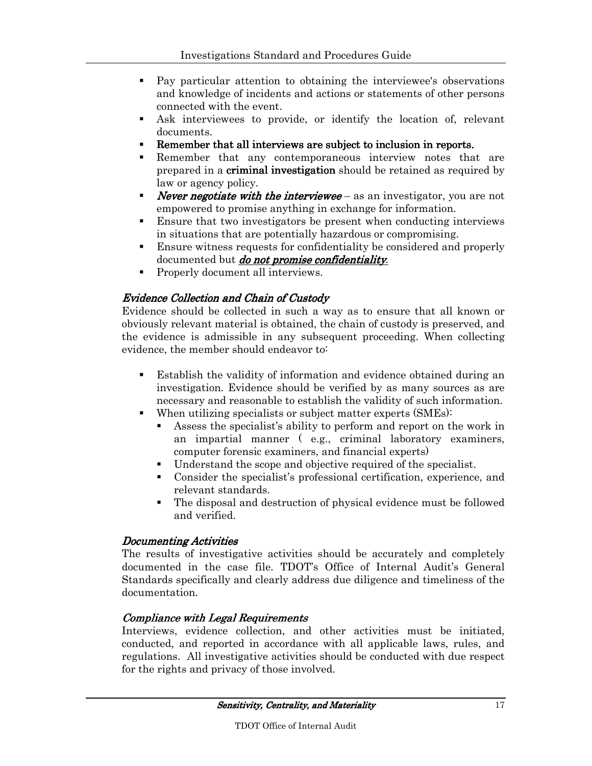- Pay particular attention to obtaining the interviewee's observations and knowledge of incidents and actions or statements of other persons connected with the event.
- Ask interviewees to provide, or identify the location of, relevant documents.
- **Remember that all interviews are subject to inclusion in reports.**
- Remember that any contemporaneous interview notes that are prepared in a **criminal investigation** should be retained as required by law or agency policy.
- ***Never negotiate with the interviewee*** – as an investigator, you are not empowered to promise anything in exchange for information.
- Ensure that two investigators be present when conducting interviews in situations that are potentially hazardous or compromising.
- Ensure witness requests for confidentiality be considered and properly documented but ***do not promise confidentiality***.
- Properly document all interviews.

### *Evidence Collection and Chain of Custody*

Evidence should be collected in such a way as to ensure that all known or obviously relevant material is obtained, the chain of custody is preserved, and the evidence is admissible in any subsequent proceeding. When collecting evidence, the member should endeavor to:

- Establish the validity of information and evidence obtained during an investigation. Evidence should be verified by as many sources as are necessary and reasonable to establish the validity of such information.
- When utilizing specialists or subject matter experts (SMEs):
  - Assess the specialist's ability to perform and report on the work in an impartial manner ( e.g., criminal laboratory examiners, computer forensic examiners, and financial experts)
  - Understand the scope and objective required of the specialist.
  - Consider the specialist's professional certification, experience, and relevant standards.
  - The disposal and destruction of physical evidence must be followed and verified.

### *Documenting Activities*

The results of investigative activities should be accurately and completely documented in the case file. TDOT's Office of Internal Audit's General Standards specifically and clearly address due diligence and timeliness of the documentation.

### *Compliance with Legal Requirements*

Interviews, evidence collection, and other activities must be initiated, conducted, and reported in accordance with all applicable laws, rules, and regulations. All investigative activities should be conducted with due respect for the rights and privacy of those involved.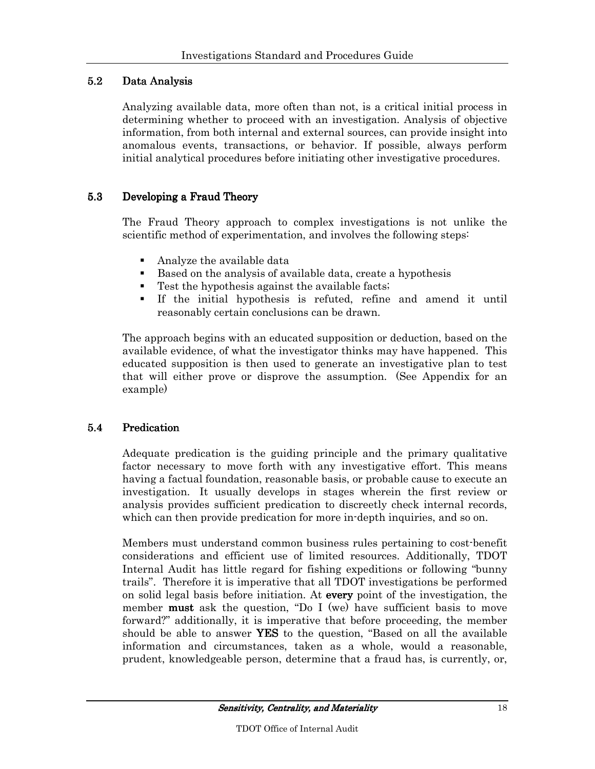## 5.2 Data Analysis

Analyzing available data, more often than not, is a critical initial process in determining whether to proceed with an investigation. Analysis of objective information, from both internal and external sources, can provide insight into anomalous events, transactions, or behavior. If possible, always perform initial analytical procedures before initiating other investigative procedures.

## 5.3 Developing a Fraud Theory

The Fraud Theory approach to complex investigations is not unlike the scientific method of experimentation, and involves the following steps:

- Analyze the available data
- Based on the analysis of available data, create a hypothesis
- Test the hypothesis against the available facts;
- If the initial hypothesis is refuted, refine and amend it until reasonably certain conclusions can be drawn.

The approach begins with an educated supposition or deduction, based on the available evidence, of what the investigator thinks may have happened. This educated supposition is then used to generate an investigative plan to test that will either prove or disprove the assumption. (See Appendix for an example)

## 5.4 Predication

Adequate predication is the guiding principle and the primary qualitative factor necessary to move forth with any investigative effort. This means having a factual foundation, reasonable basis, or probable cause to execute an investigation. It usually develops in stages wherein the first review or analysis provides sufficient predication to discreetly check internal records, which can then provide predication for more in-depth inquiries, and so on.

Members must understand common business rules pertaining to cost-benefit considerations and efficient use of limited resources. Additionally, TDOT Internal Audit has little regard for fishing expeditions or following "bunny trails". Therefore it is imperative that all TDOT investigations be performed on solid legal basis before initiation. At **every** point of the investigation, the member **must** ask the question, "Do I (we) have sufficient basis to move forward?" additionally, it is imperative that before proceeding, the member should be able to answer **YES** to the question, "Based on all the available information and circumstances, taken as a whole, would a reasonable, prudent, knowledgeable person, determine that a fraud has, is currently, or,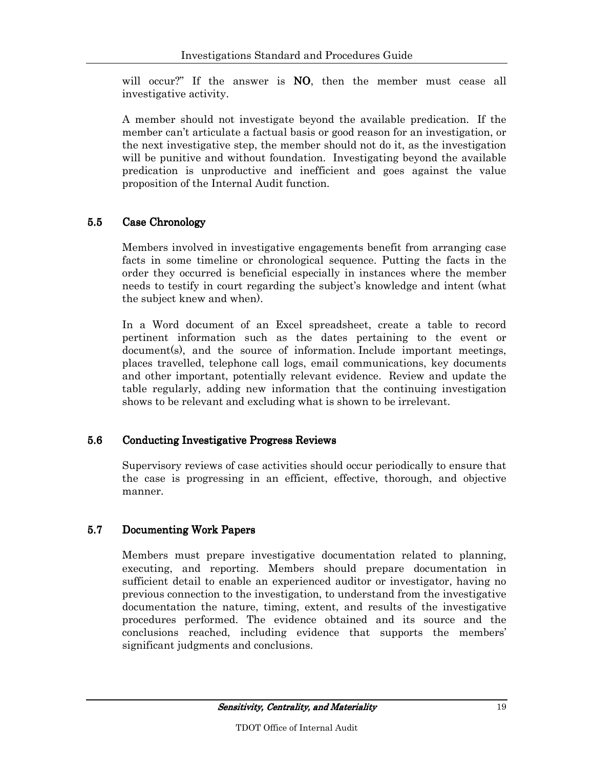will occur?" If the answer is **NO**, then the member must cease all investigative activity.

A member should not investigate beyond the available predication. If the member can't articulate a factual basis or good reason for an investigation, or the next investigative step, the member should not do it, as the investigation will be punitive and without foundation. Investigating beyond the available predication is unproductive and inefficient and goes against the value proposition of the Internal Audit function.

## 5.5 Case Chronology

Members involved in investigative engagements benefit from arranging case facts in some timeline or chronological sequence. Putting the facts in the order they occurred is beneficial especially in instances where the member needs to testify in court regarding the subject's knowledge and intent (what the subject knew and when).

In a Word document of an Excel spreadsheet, create a table to record pertinent information such as the dates pertaining to the event or document(s), and the source of information. Include important meetings, places travelled, telephone call logs, email communications, key documents and other important, potentially relevant evidence. Review and update the table regularly, adding new information that the continuing investigation shows to be relevant and excluding what is shown to be irrelevant.

## 5.6 Conducting Investigative Progress Reviews

Supervisory reviews of case activities should occur periodically to ensure that the case is progressing in an efficient, effective, thorough, and objective manner.

## 5.7 Documenting Work Papers

Members must prepare investigative documentation related to planning, executing, and reporting. Members should prepare documentation in sufficient detail to enable an experienced auditor or investigator, having no previous connection to the investigation, to understand from the investigative documentation the nature, timing, extent, and results of the investigative procedures performed. The evidence obtained and its source and the conclusions reached, including evidence that supports the members' significant judgments and conclusions.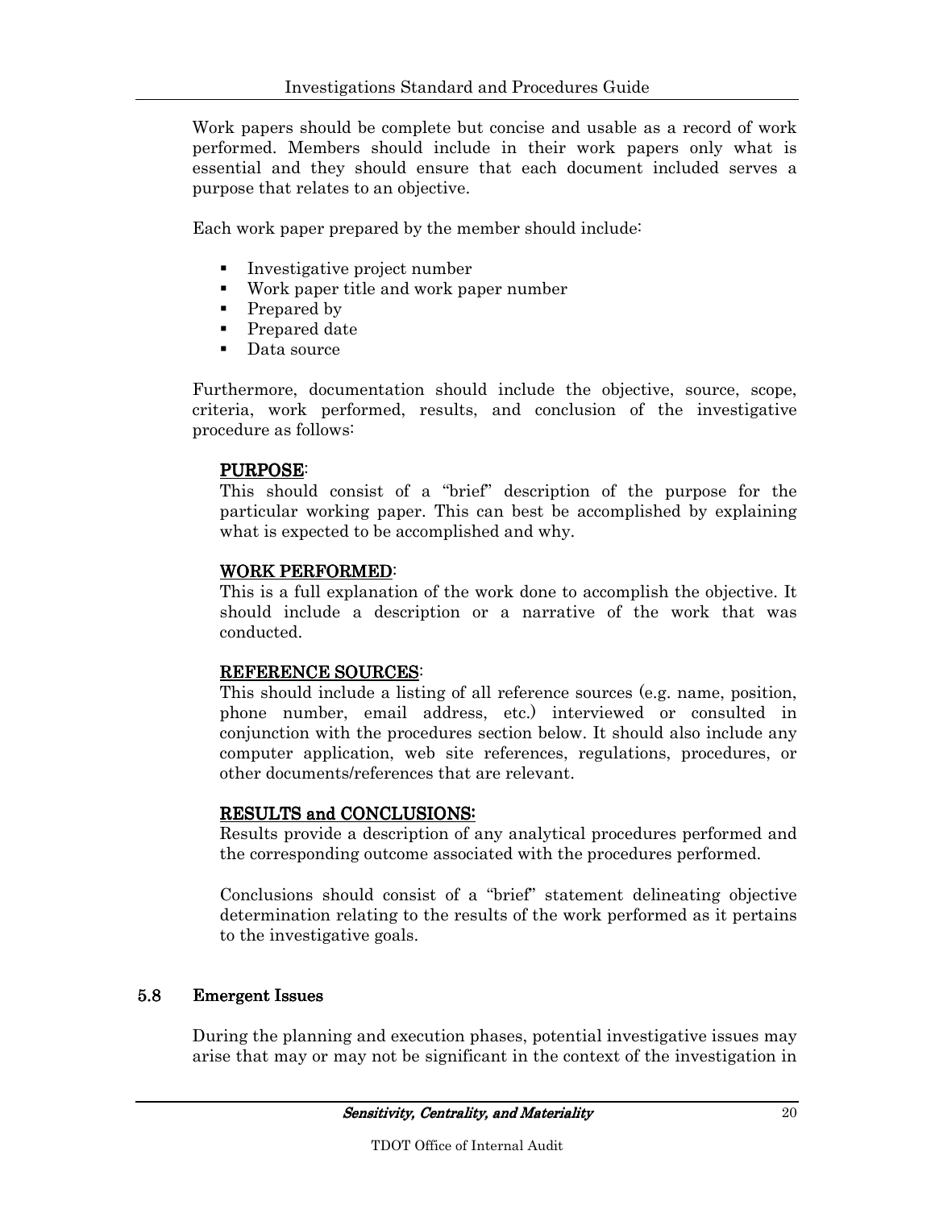Work papers should be complete but concise and usable as a record of work performed. Members should include in their work papers only what is essential and they should ensure that each document included serves a purpose that relates to an objective.

Each work paper prepared by the member should include:

- Investigative project number
- Work paper title and work paper number
- Prepared by
- Prepared date
- Data source

Furthermore, documentation should include the objective, source, scope, criteria, work performed, results, and conclusion of the investigative procedure as follows:

**PURPOSE**:
This should consist of a "brief" description of the purpose for the particular working paper. This can best be accomplished by explaining what is expected to be accomplished and why.

**WORK PERFORMED**:
This is a full explanation of the work done to accomplish the objective. It should include a description or a narrative of the work that was conducted.

**REFERENCE SOURCES**:
This should include a listing of all reference sources (e.g. name, position, phone number, email address, etc.) interviewed or consulted in conjunction with the procedures section below. It should also include any computer application, web site references, regulations, procedures, or other documents/references that are relevant.

**RESULTS and CONCLUSIONS:**
Results provide a description of any analytical procedures performed and the corresponding outcome associated with the procedures performed.

Conclusions should consist of a "brief" statement delineating objective determination relating to the results of the work performed as it pertains to the investigative goals.

## 5.8 Emergent Issues

During the planning and execution phases, potential investigative issues may arise that may or may not be significant in the context of the investigation in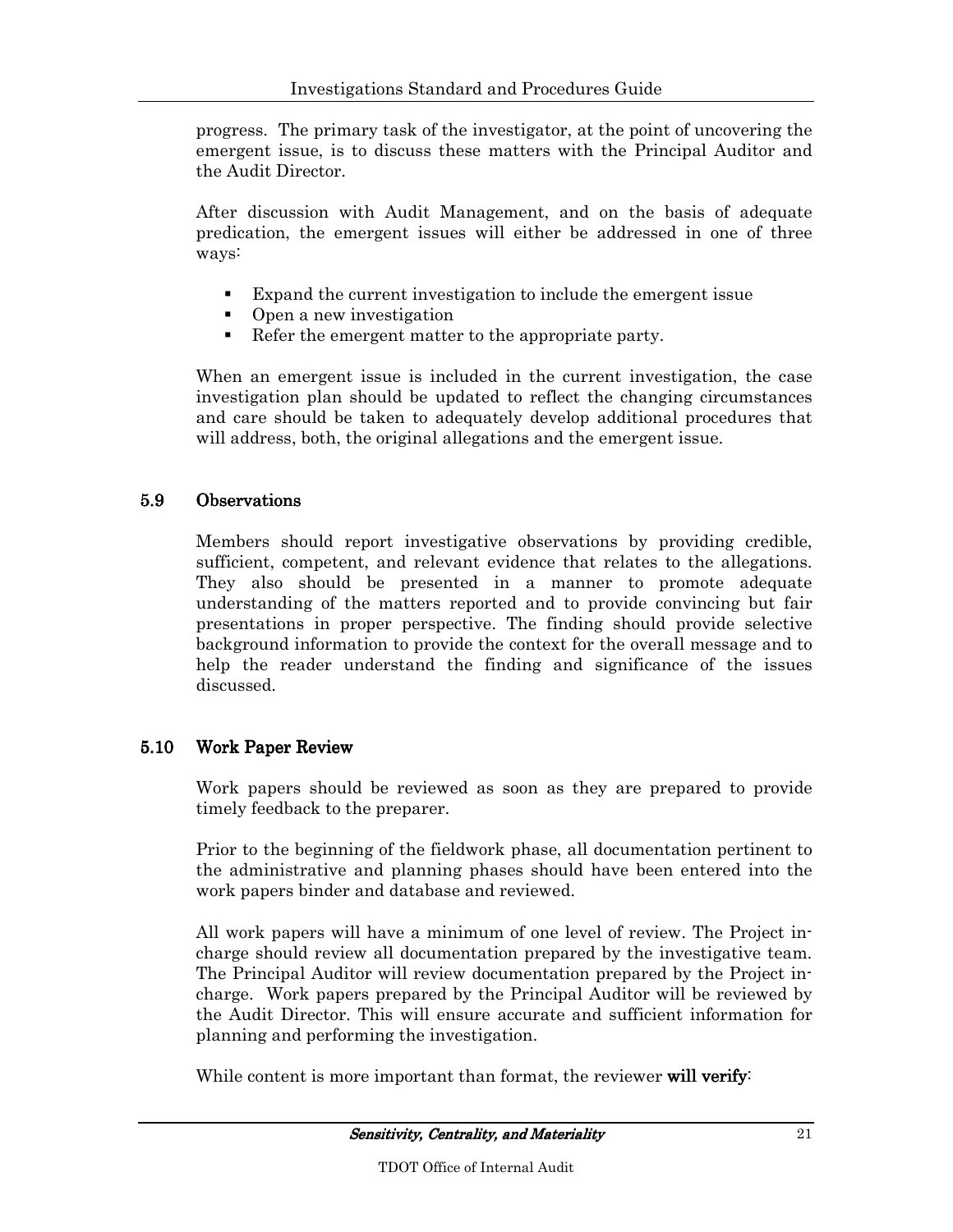progress. The primary task of the investigator, at the point of uncovering the emergent issue, is to discuss these matters with the Principal Auditor and the Audit Director.

After discussion with Audit Management, and on the basis of adequate predication, the emergent issues will either be addressed in one of three ways:

- Expand the current investigation to include the emergent issue
- Open a new investigation
- Refer the emergent matter to the appropriate party.

When an emergent issue is included in the current investigation, the case investigation plan should be updated to reflect the changing circumstances and care should be taken to adequately develop additional procedures that will address, both, the original allegations and the emergent issue.

## 5.9 Observations

Members should report investigative observations by providing credible, sufficient, competent, and relevant evidence that relates to the allegations. They also should be presented in a manner to promote adequate understanding of the matters reported and to provide convincing but fair presentations in proper perspective. The finding should provide selective background information to provide the context for the overall message and to help the reader understand the finding and significance of the issues discussed.

## 5.10 Work Paper Review

Work papers should be reviewed as soon as they are prepared to provide timely feedback to the preparer.

Prior to the beginning of the fieldwork phase, all documentation pertinent to the administrative and planning phases should have been entered into the work papers binder and database and reviewed.

All work papers will have a minimum of one level of review. The Project in-charge should review all documentation prepared by the investigative team. The Principal Auditor will review documentation prepared by the Project in-charge. Work papers prepared by the Principal Auditor will be reviewed by the Audit Director. This will ensure accurate and sufficient information for planning and performing the investigation.

While content is more important than format, the reviewer **will verify**: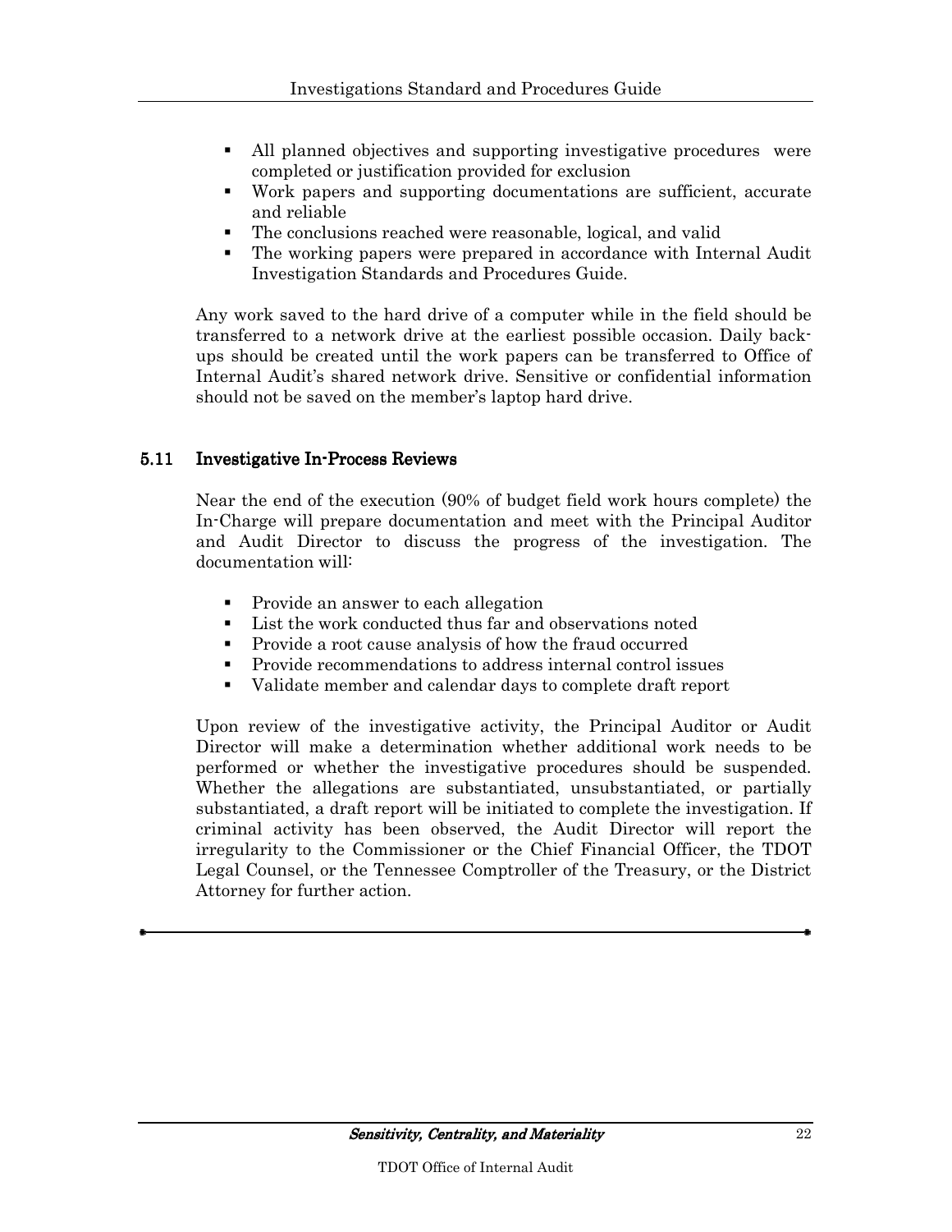- All planned objectives and supporting investigative procedures were completed or justification provided for exclusion
- Work papers and supporting documentations are sufficient, accurate and reliable
- The conclusions reached were reasonable, logical, and valid
- The working papers were prepared in accordance with Internal Audit Investigation Standards and Procedures Guide.

Any work saved to the hard drive of a computer while in the field should be transferred to a network drive at the earliest possible occasion. Daily back-ups should be created until the work papers can be transferred to Office of Internal Audit's shared network drive. Sensitive or confidential information should not be saved on the member's laptop hard drive.

## 5.11 Investigative In-Process Reviews

Near the end of the execution (90% of budget field work hours complete) the In-Charge will prepare documentation and meet with the Principal Auditor and Audit Director to discuss the progress of the investigation. The documentation will:

- Provide an answer to each allegation
- List the work conducted thus far and observations noted
- Provide a root cause analysis of how the fraud occurred
- Provide recommendations to address internal control issues
- Validate member and calendar days to complete draft report

Upon review of the investigative activity, the Principal Auditor or Audit Director will make a determination whether additional work needs to be performed or whether the investigative procedures should be suspended. Whether the allegations are substantiated, unsubstantiated, or partially substantiated, a draft report will be initiated to complete the investigation. If criminal activity has been observed, the Audit Director will report the irregularity to the Commissioner or the Chief Financial Officer, the TDOT Legal Counsel, or the Tennessee Comptroller of the Treasury, or the District Attorney for further action.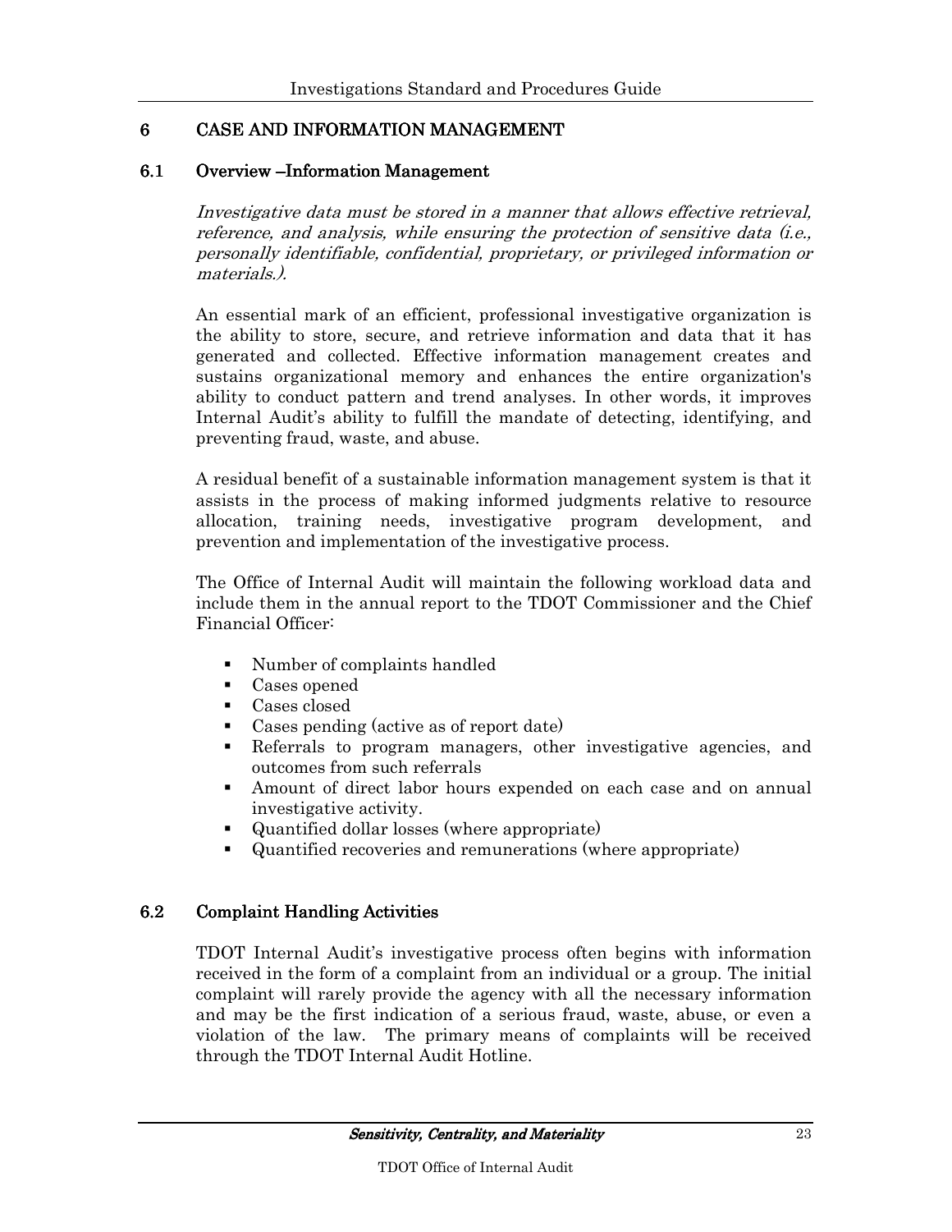# 6 CASE AND INFORMATION MANAGEMENT

## 6.1 Overview –Information Management

*Investigative data must be stored in a manner that allows effective retrieval, reference, and analysis, while ensuring the protection of sensitive data (i.e., personally identifiable, confidential, proprietary, or privileged information or materials.).*

An essential mark of an efficient, professional investigative organization is the ability to store, secure, and retrieve information and data that it has generated and collected. Effective information management creates and sustains organizational memory and enhances the entire organization's ability to conduct pattern and trend analyses. In other words, it improves Internal Audit's ability to fulfill the mandate of detecting, identifying, and preventing fraud, waste, and abuse.

A residual benefit of a sustainable information management system is that it assists in the process of making informed judgments relative to resource allocation, training needs, investigative program development, and prevention and implementation of the investigative process.

The Office of Internal Audit will maintain the following workload data and include them in the annual report to the TDOT Commissioner and the Chief Financial Officer:

- Number of complaints handled
- Cases opened
- Cases closed
- Cases pending (active as of report date)
- Referrals to program managers, other investigative agencies, and outcomes from such referrals
- Amount of direct labor hours expended on each case and on annual investigative activity.
- Quantified dollar losses (where appropriate)
- Quantified recoveries and remunerations (where appropriate)

## 6.2 Complaint Handling Activities

TDOT Internal Audit's investigative process often begins with information received in the form of a complaint from an individual or a group. The initial complaint will rarely provide the agency with all the necessary information and may be the first indication of a serious fraud, waste, abuse, or even a violation of the law. The primary means of complaints will be received through the TDOT Internal Audit Hotline.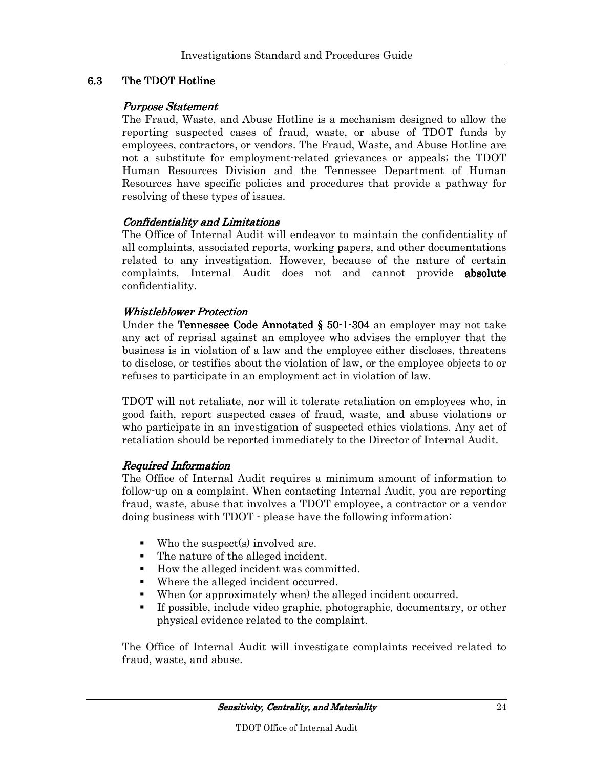## 6.3 The TDOT Hotline

*Purpose Statement*

The Fraud, Waste, and Abuse Hotline is a mechanism designed to allow the reporting suspected cases of fraud, waste, or abuse of TDOT funds by employees, contractors, or vendors. The Fraud, Waste, and Abuse Hotline are not a substitute for employment-related grievances or appeals; the TDOT Human Resources Division and the Tennessee Department of Human Resources have specific policies and procedures that provide a pathway for resolving of these types of issues.

*Confidentiality and Limitations*

The Office of Internal Audit will endeavor to maintain the confidentiality of all complaints, associated reports, working papers, and other documentations related to any investigation. However, because of the nature of certain complaints, Internal Audit does not and cannot provide **absolute** confidentiality.

*Whistleblower Protection*

Under the **Tennessee Code Annotated § 50-1-304** an employer may not take any act of reprisal against an employee who advises the employer that the business is in violation of a law and the employee either discloses, threatens to disclose, or testifies about the violation of law, or the employee objects to or refuses to participate in an employment act in violation of law.

TDOT will not retaliate, nor will it tolerate retaliation on employees who, in good faith, report suspected cases of fraud, waste, and abuse violations or who participate in an investigation of suspected ethics violations. Any act of retaliation should be reported immediately to the Director of Internal Audit.

*Required Information*

The Office of Internal Audit requires a minimum amount of information to follow-up on a complaint. When contacting Internal Audit, you are reporting fraud, waste, abuse that involves a TDOT employee, a contractor or a vendor doing business with TDOT - please have the following information:

- Who the suspect(s) involved are.
- The nature of the alleged incident.
- How the alleged incident was committed.
- Where the alleged incident occurred.
- When (or approximately when) the alleged incident occurred.
- If possible, include video graphic, photographic, documentary, or other physical evidence related to the complaint.

The Office of Internal Audit will investigate complaints received related to fraud, waste, and abuse.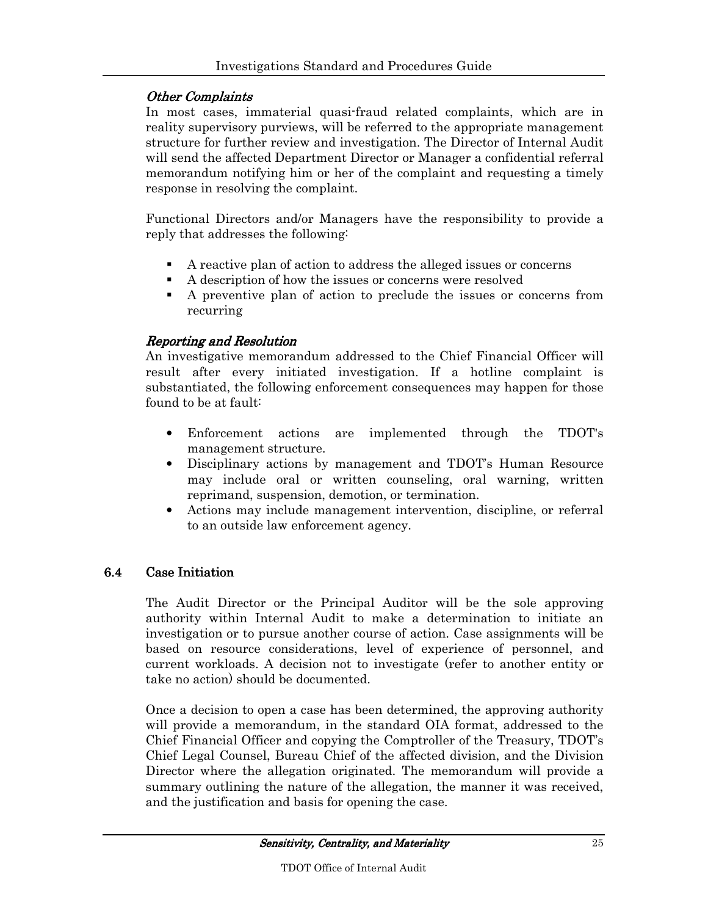*Other Complaints*

In most cases, immaterial quasi-fraud related complaints, which are in reality supervisory purviews, will be referred to the appropriate management structure for further review and investigation. The Director of Internal Audit will send the affected Department Director or Manager a confidential referral memorandum notifying him or her of the complaint and requesting a timely response in resolving the complaint.

Functional Directors and/or Managers have the responsibility to provide a reply that addresses the following:

- A reactive plan of action to address the alleged issues or concerns
- A description of how the issues or concerns were resolved
- A preventive plan of action to preclude the issues or concerns from recurring

*Reporting and Resolution*

An investigative memorandum addressed to the Chief Financial Officer will result after every initiated investigation. If a hotline complaint is substantiated, the following enforcement consequences may happen for those found to be at fault:

- Enforcement actions are implemented through the TDOT's management structure.
- Disciplinary actions by management and TDOT's Human Resource may include oral or written counseling, oral warning, written reprimand, suspension, demotion, or termination.
- Actions may include management intervention, discipline, or referral to an outside law enforcement agency.

## 6.4 Case Initiation

The Audit Director or the Principal Auditor will be the sole approving authority within Internal Audit to make a determination to initiate an investigation or to pursue another course of action. Case assignments will be based on resource considerations, level of experience of personnel, and current workloads. A decision not to investigate (refer to another entity or take no action) should be documented.

Once a decision to open a case has been determined, the approving authority will provide a memorandum, in the standard OIA format, addressed to the Chief Financial Officer and copying the Comptroller of the Treasury, TDOT's Chief Legal Counsel, Bureau Chief of the affected division, and the Division Director where the allegation originated. The memorandum will provide a summary outlining the nature of the allegation, the manner it was received, and the justification and basis for opening the case.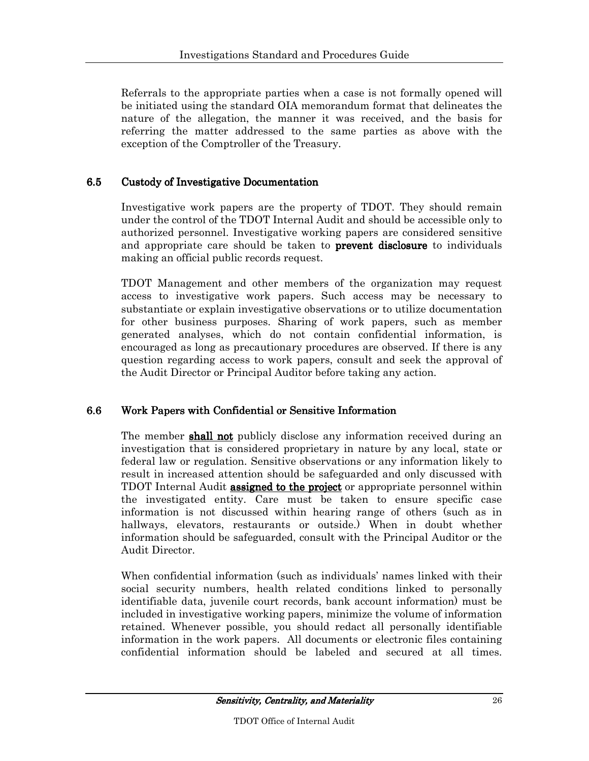Referrals to the appropriate parties when a case is not formally opened will be initiated using the standard OIA memorandum format that delineates the nature of the allegation, the manner it was received, and the basis for referring the matter addressed to the same parties as above with the exception of the Comptroller of the Treasury.

## 6.5 Custody of Investigative Documentation

Investigative work papers are the property of TDOT. They should remain under the control of the TDOT Internal Audit and should be accessible only to authorized personnel. Investigative working papers are considered sensitive and appropriate care should be taken to **prevent disclosure** to individuals making an official public records request.

TDOT Management and other members of the organization may request access to investigative work papers. Such access may be necessary to substantiate or explain investigative observations or to utilize documentation for other business purposes. Sharing of work papers, such as member generated analyses, which do not contain confidential information, is encouraged as long as precautionary procedures are observed. If there is any question regarding access to work papers, consult and seek the approval of the Audit Director or Principal Auditor before taking any action.

## 6.6 Work Papers with Confidential or Sensitive Information

The member **shall not** publicly disclose any information received during an investigation that is considered proprietary in nature by any local, state or federal law or regulation. Sensitive observations or any information likely to result in increased attention should be safeguarded and only discussed with TDOT Internal Audit **assigned to the project** or appropriate personnel within the investigated entity. Care must be taken to ensure specific case information is not discussed within hearing range of others (such as in hallways, elevators, restaurants or outside.) When in doubt whether information should be safeguarded, consult with the Principal Auditor or the Audit Director.

When confidential information (such as individuals' names linked with their social security numbers, health related conditions linked to personally identifiable data, juvenile court records, bank account information) must be included in investigative working papers, minimize the volume of information retained. Whenever possible, you should redact all personally identifiable information in the work papers. All documents or electronic files containing confidential information should be labeled and secured at all times.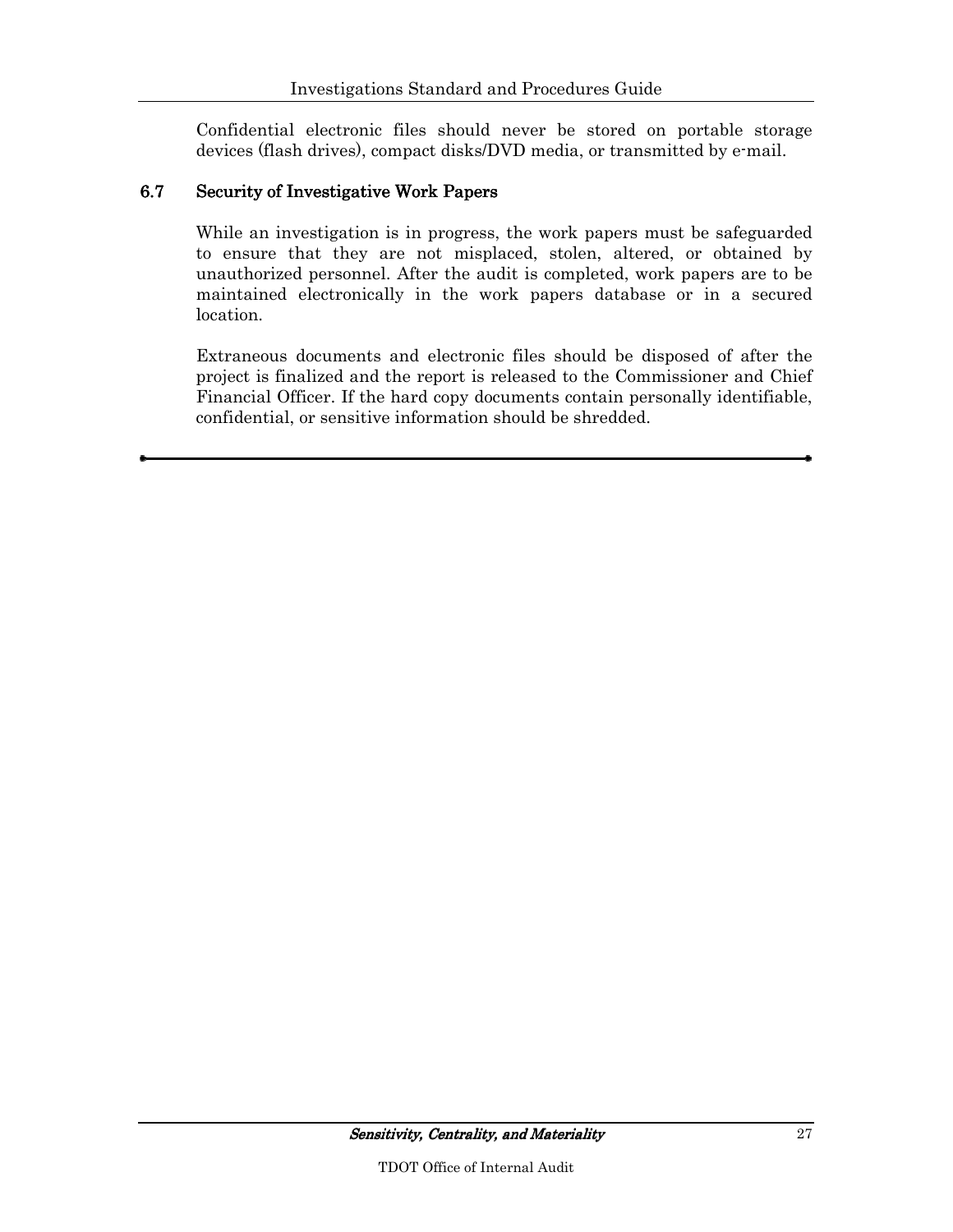Confidential electronic files should never be stored on portable storage devices (flash drives), compact disks/DVD media, or transmitted by e-mail.

## 6.7 Security of Investigative Work Papers

While an investigation is in progress, the work papers must be safeguarded to ensure that they are not misplaced, stolen, altered, or obtained by unauthorized personnel. After the audit is completed, work papers are to be maintained electronically in the work papers database or in a secured location.

Extraneous documents and electronic files should be disposed of after the project is finalized and the report is released to the Commissioner and Chief Financial Officer. If the hard copy documents contain personally identifiable, confidential, or sensitive information should be shredded.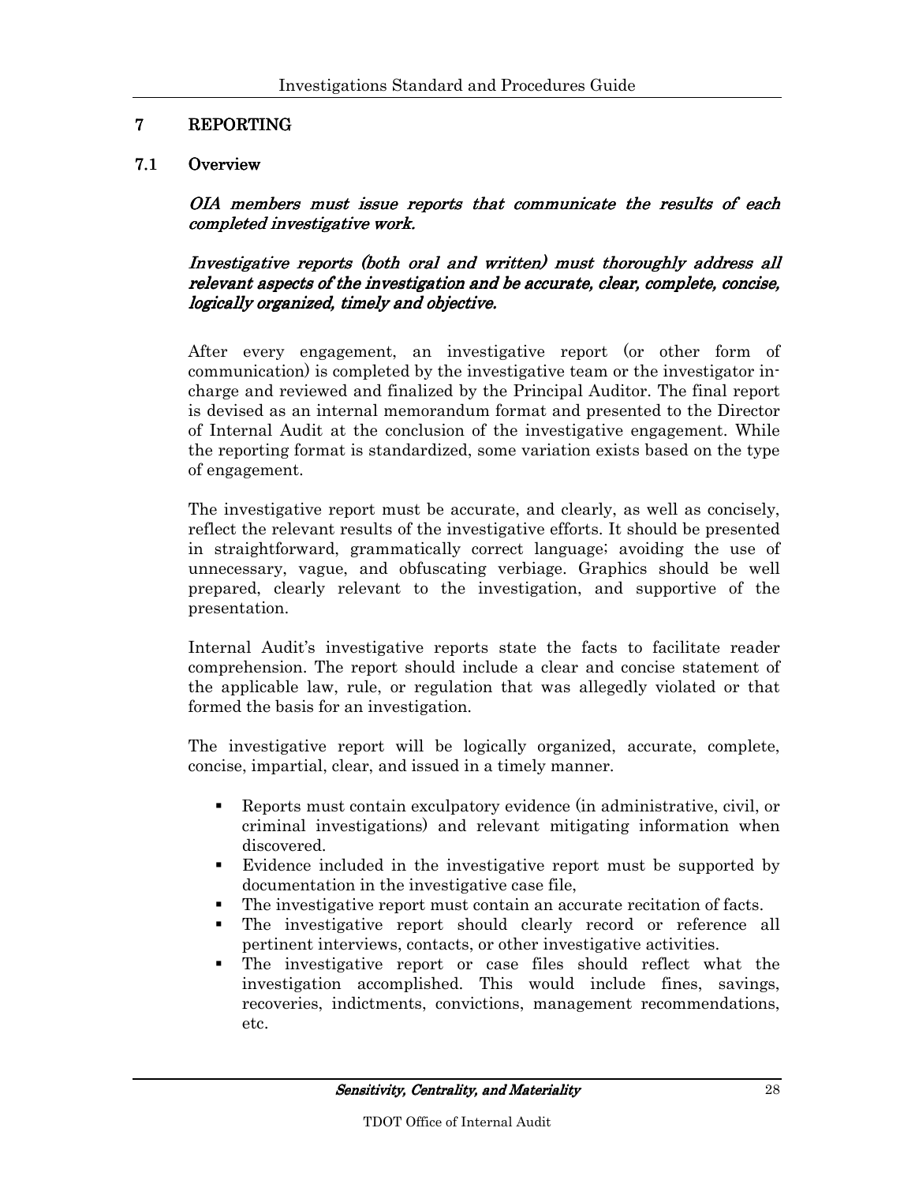## 7 REPORTING

### 7.1 Overview

*OIA members must issue reports that communicate the results of each completed investigative work.*

*Investigative reports (both oral and written) must thoroughly address all relevant aspects of the investigation and be accurate, clear, complete, concise, logically organized, timely and objective.*

After every engagement, an investigative report (or other form of communication) is completed by the investigative team or the investigator in-charge and reviewed and finalized by the Principal Auditor. The final report is devised as an internal memorandum format and presented to the Director of Internal Audit at the conclusion of the investigative engagement. While the reporting format is standardized, some variation exists based on the type of engagement.

The investigative report must be accurate, and clearly, as well as concisely, reflect the relevant results of the investigative efforts. It should be presented in straightforward, grammatically correct language; avoiding the use of unnecessary, vague, and obfuscating verbiage. Graphics should be well prepared, clearly relevant to the investigation, and supportive of the presentation.

Internal Audit's investigative reports state the facts to facilitate reader comprehension. The report should include a clear and concise statement of the applicable law, rule, or regulation that was allegedly violated or that formed the basis for an investigation.

The investigative report will be logically organized, accurate, complete, concise, impartial, clear, and issued in a timely manner.

- Reports must contain exculpatory evidence (in administrative, civil, or criminal investigations) and relevant mitigating information when discovered.
- Evidence included in the investigative report must be supported by documentation in the investigative case file,
- The investigative report must contain an accurate recitation of facts.
- The investigative report should clearly record or reference all pertinent interviews, contacts, or other investigative activities.
- The investigative report or case files should reflect what the investigation accomplished. This would include fines, savings, recoveries, indictments, convictions, management recommendations, etc.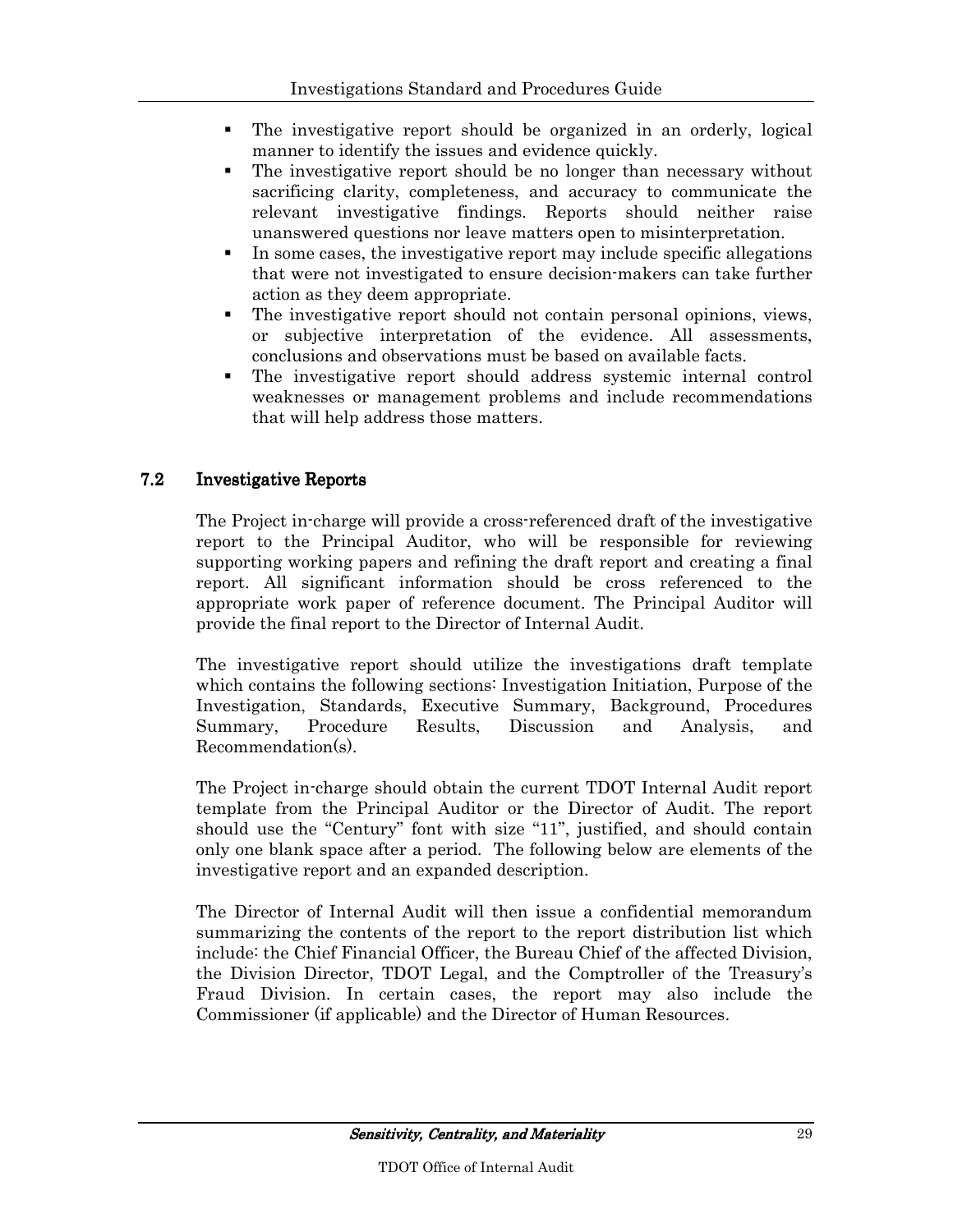- The investigative report should be organized in an orderly, logical manner to identify the issues and evidence quickly.
- The investigative report should be no longer than necessary without sacrificing clarity, completeness, and accuracy to communicate the relevant investigative findings. Reports should neither raise unanswered questions nor leave matters open to misinterpretation.
- In some cases, the investigative report may include specific allegations that were not investigated to ensure decision-makers can take further action as they deem appropriate.
- The investigative report should not contain personal opinions, views, or subjective interpretation of the evidence. All assessments, conclusions and observations must be based on available facts.
- The investigative report should address systemic internal control weaknesses or management problems and include recommendations that will help address those matters.

## 7.2 Investigative Reports

The Project in-charge will provide a cross-referenced draft of the investigative report to the Principal Auditor, who will be responsible for reviewing supporting working papers and refining the draft report and creating a final report. All significant information should be cross referenced to the appropriate work paper of reference document. The Principal Auditor will provide the final report to the Director of Internal Audit.

The investigative report should utilize the investigations draft template which contains the following sections: Investigation Initiation, Purpose of the Investigation, Standards, Executive Summary, Background, Procedures Summary, Procedure Results, Discussion and Analysis, and Recommendation(s).

The Project in-charge should obtain the current TDOT Internal Audit report template from the Principal Auditor or the Director of Audit. The report should use the "Century" font with size "11", justified, and should contain only one blank space after a period. The following below are elements of the investigative report and an expanded description.

The Director of Internal Audit will then issue a confidential memorandum summarizing the contents of the report to the report distribution list which include: the Chief Financial Officer, the Bureau Chief of the affected Division, the Division Director, TDOT Legal, and the Comptroller of the Treasury's Fraud Division. In certain cases, the report may also include the Commissioner (if applicable) and the Director of Human Resources.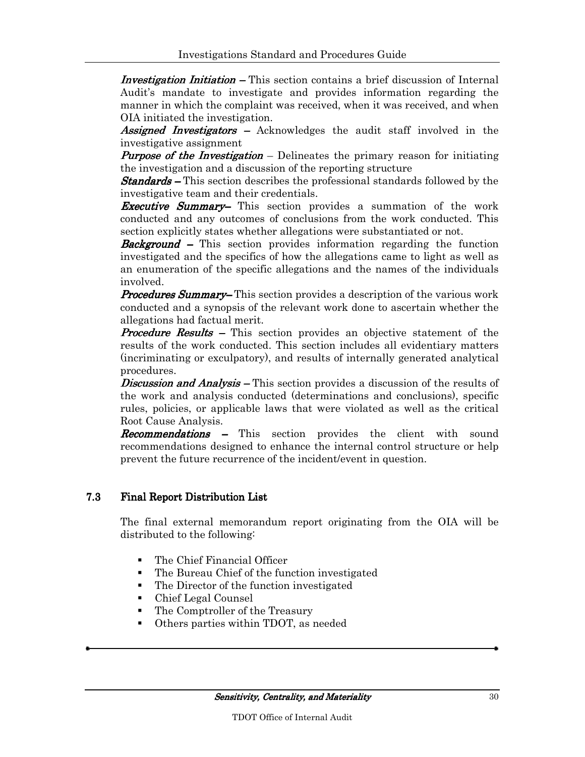***Investigation Initiation*** – This section contains a brief discussion of Internal Audit's mandate to investigate and provides information regarding the manner in which the complaint was received, when it was received, and when OIA initiated the investigation.

***Assigned Investigators*** – Acknowledges the audit staff involved in the investigative assignment

***Purpose of the Investigation*** – Delineates the primary reason for initiating the investigation and a discussion of the reporting structure

***Standards*** – This section describes the professional standards followed by the investigative team and their credentials.

***Executive Summary*** – This section provides a summation of the work conducted and any outcomes of conclusions from the work conducted. This section explicitly states whether allegations were substantiated or not.

***Background*** – This section provides information regarding the function investigated and the specifics of how the allegations came to light as well as an enumeration of the specific allegations and the names of the individuals involved.

***Procedures Summary*** – This section provides a description of the various work conducted and a synopsis of the relevant work done to ascertain whether the allegations had factual merit.

***Procedure Results*** – This section provides an objective statement of the results of the work conducted. This section includes all evidentiary matters (incriminating or exculpatory), and results of internally generated analytical procedures.

***Discussion and Analysis*** – This section provides a discussion of the results of the work and analysis conducted (determinations and conclusions), specific rules, policies, or applicable laws that were violated as well as the critical Root Cause Analysis.

***Recommendations*** – This section provides the client with sound recommendations designed to enhance the internal control structure or help prevent the future recurrence of the incident/event in question.

## 7.3 Final Report Distribution List

The final external memorandum report originating from the OIA will be distributed to the following:

- The Chief Financial Officer
- The Bureau Chief of the function investigated
- The Director of the function investigated
- Chief Legal Counsel
- The Comptroller of the Treasury
- Others parties within TDOT, as needed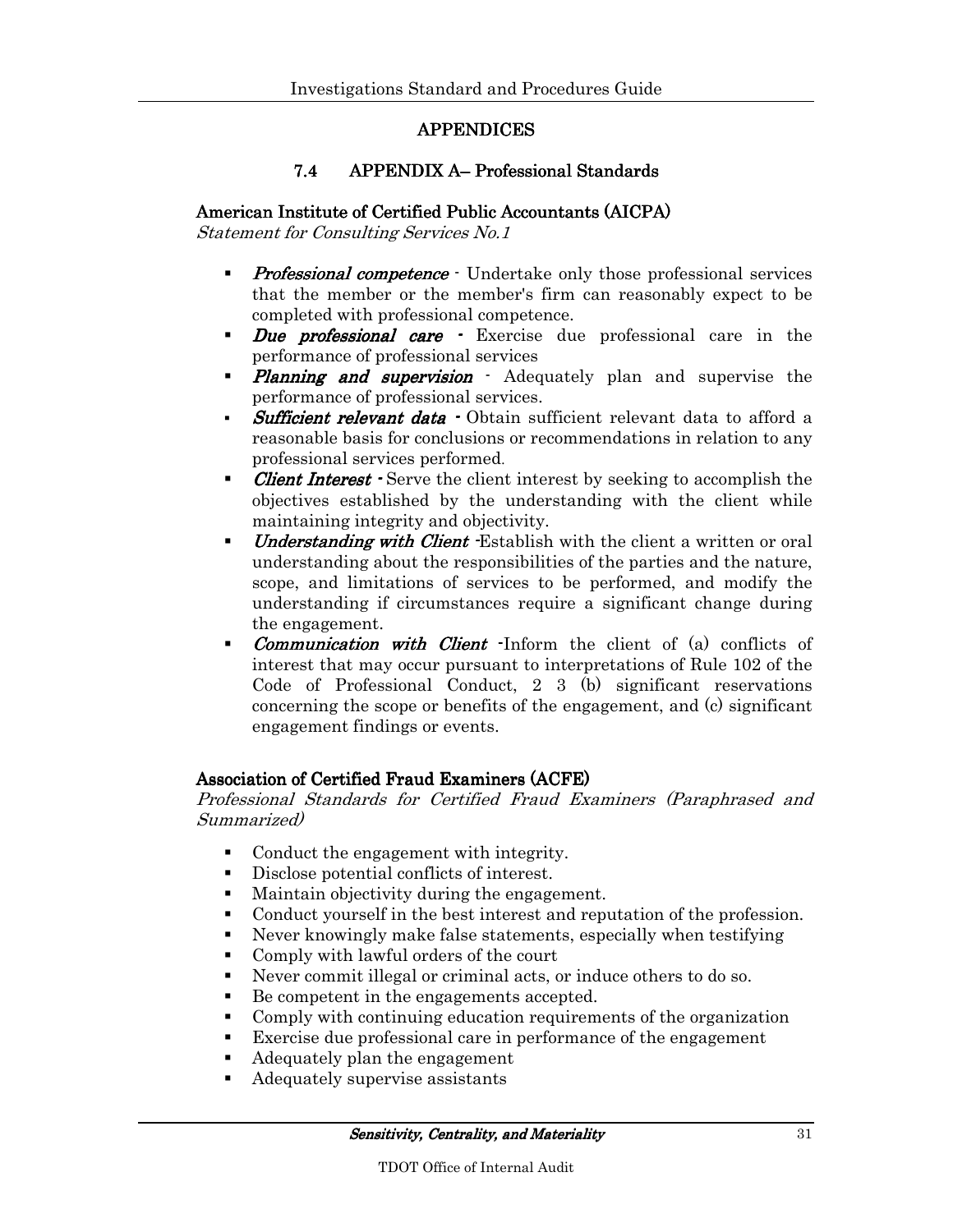# APPENDICES

## 7.4 APPENDIX A– Professional Standards

### American Institute of Certified Public Accountants (AICPA)

*Statement for Consulting Services No.1*

- ***Professional competence*** - Undertake only those professional services that the member or the member's firm can reasonably expect to be completed with professional competence.
- ***Due professional care*** - Exercise due professional care in the performance of professional services
- ***Planning and supervision*** - Adequately plan and supervise the performance of professional services.
- ***Sufficient relevant data*** - Obtain sufficient relevant data to afford a reasonable basis for conclusions or recommendations in relation to any professional services performed.
- ***Client Interest*** - Serve the client interest by seeking to accomplish the objectives established by the understanding with the client while maintaining integrity and objectivity.
- ***Understanding with Client*** -Establish with the client a written or oral understanding about the responsibilities of the parties and the nature, scope, and limitations of services to be performed, and modify the understanding if circumstances require a significant change during the engagement.
- ***Communication with Client*** -Inform the client of (a) conflicts of interest that may occur pursuant to interpretations of Rule 102 of the Code of Professional Conduct, 2 3 (b) significant reservations concerning the scope or benefits of the engagement, and (c) significant engagement findings or events.

### Association of Certified Fraud Examiners (ACFE)

*Professional Standards for Certified Fraud Examiners (Paraphrased and Summarized)*

- Conduct the engagement with integrity.
- Disclose potential conflicts of interest.
- Maintain objectivity during the engagement.
- Conduct yourself in the best interest and reputation of the profession.
- Never knowingly make false statements, especially when testifying
- Comply with lawful orders of the court
- Never commit illegal or criminal acts, or induce others to do so.
- Be competent in the engagements accepted.
- Comply with continuing education requirements of the organization
- Exercise due professional care in performance of the engagement
- Adequately plan the engagement
- Adequately supervise assistants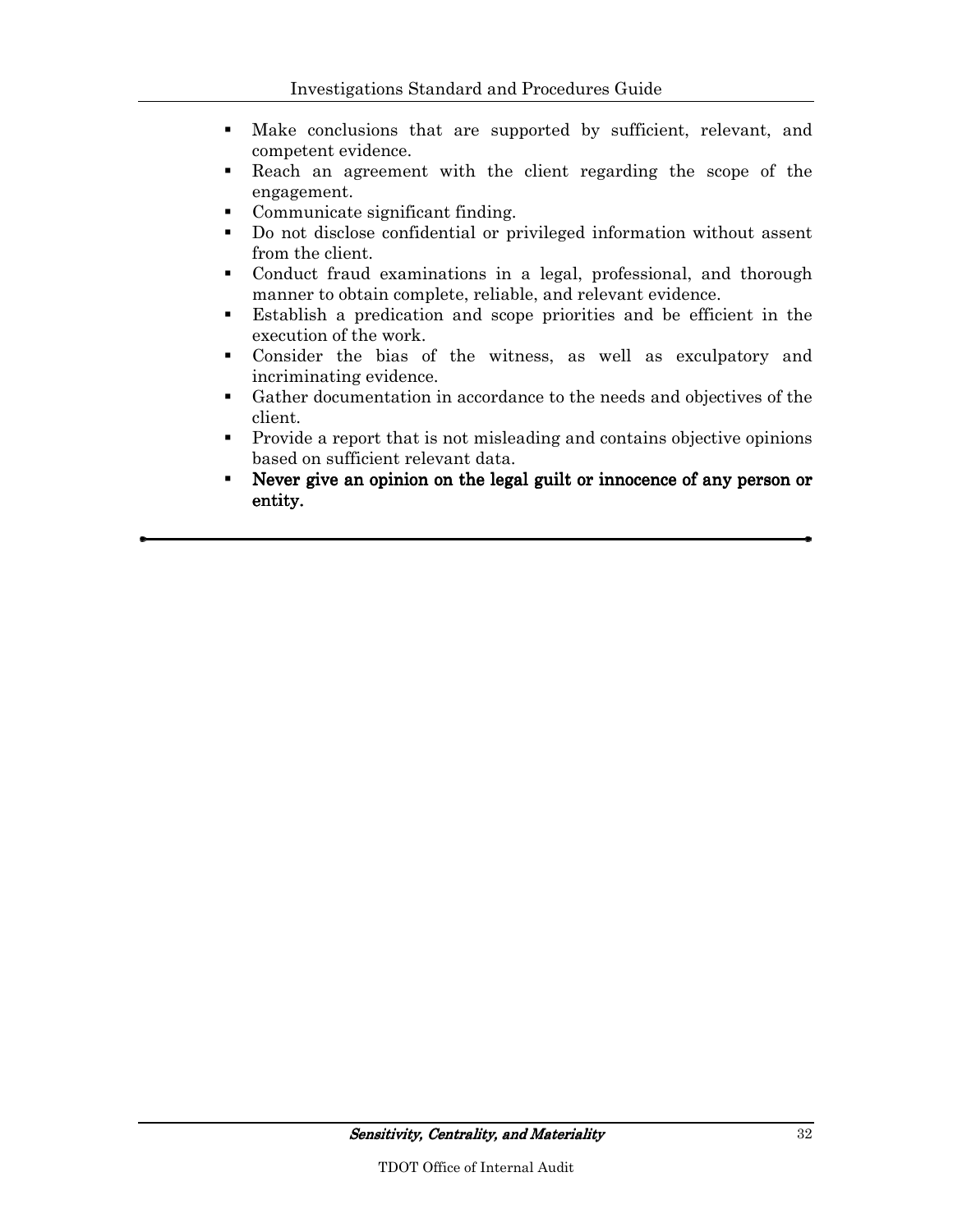- Make conclusions that are supported by sufficient, relevant, and competent evidence.
- Reach an agreement with the client regarding the scope of the engagement.
- Communicate significant finding.
- Do not disclose confidential or privileged information without assent from the client.
- Conduct fraud examinations in a legal, professional, and thorough manner to obtain complete, reliable, and relevant evidence.
- Establish a predication and scope priorities and be efficient in the execution of the work.
- Consider the bias of the witness, as well as exculpatory and incriminating evidence.
- Gather documentation in accordance to the needs and objectives of the client.
- Provide a report that is not misleading and contains objective opinions based on sufficient relevant data.
- **Never give an opinion on the legal guilt or innocence of any person or entity.**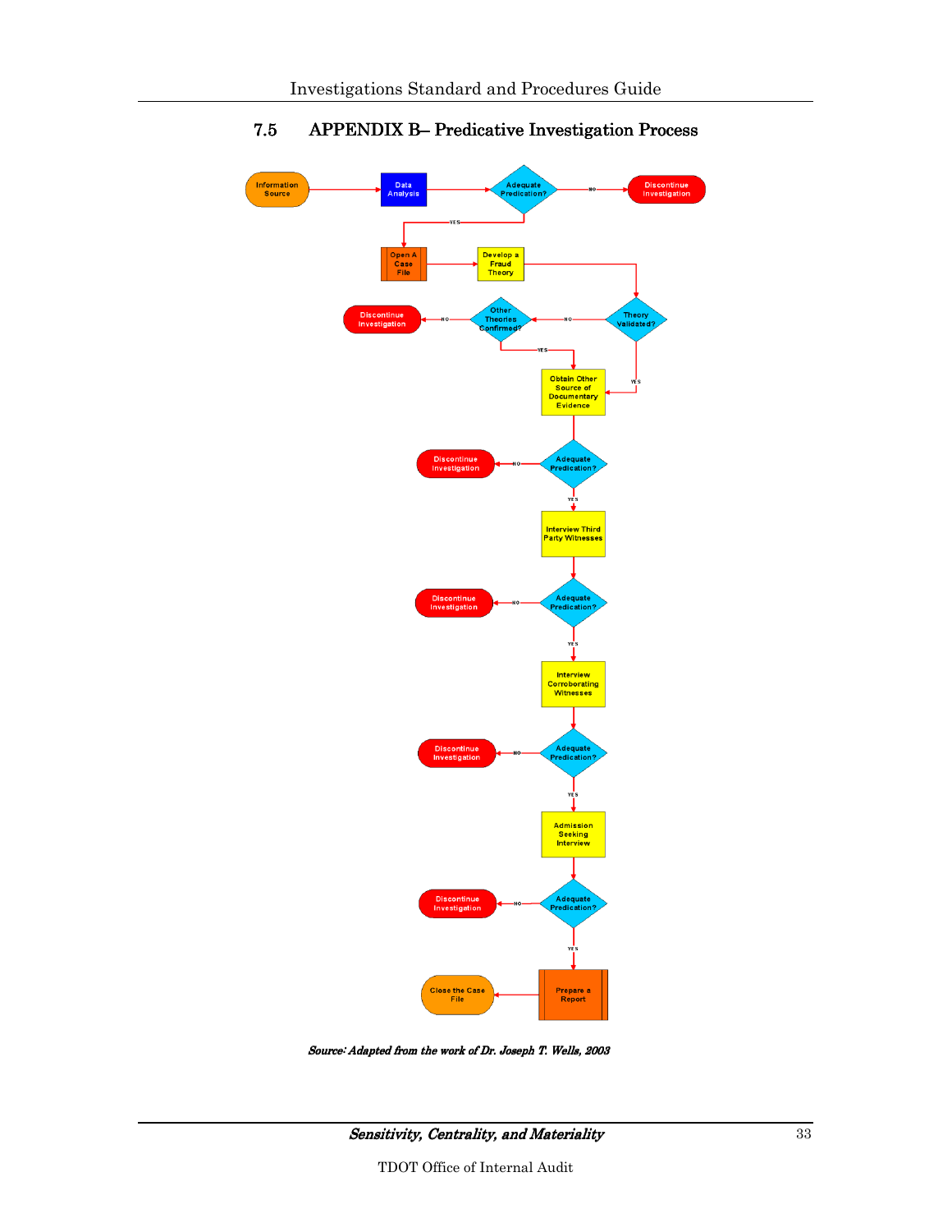## 7.5 APPENDIX B– Predicative Investigation Process

Information Source → Data Analysis → Adequate Predication?
- NO → Discontinue Investigation
- YES → Open A Case File → Develop a Fraud Theory → Theory Validated?
  - NO → Other Theories Confirmed?
    - NO → Discontinue Investigation
    - YES → Obtain Other Source of Documentary Evidence
  - YES → Obtain Other Source of Documentary Evidence

Obtain Other Source of Documentary Evidence → Adequate Predication?
- NO → Discontinue Investigation
- YES → Interview Third Party Witnesses → Adequate Predication?
  - NO → Discontinue Investigation
  - YES → Interview Corroborating Witnesses → Adequate Predication?
    - NO → Discontinue Investigation
    - YES → Admission Seeking Interview → Adequate Predication?
      - NO → Discontinue Investigation
      - YES → Prepare a Report → Close the Case File

*Source: Adapted from the work of Dr. Joseph T. Wells, 2003*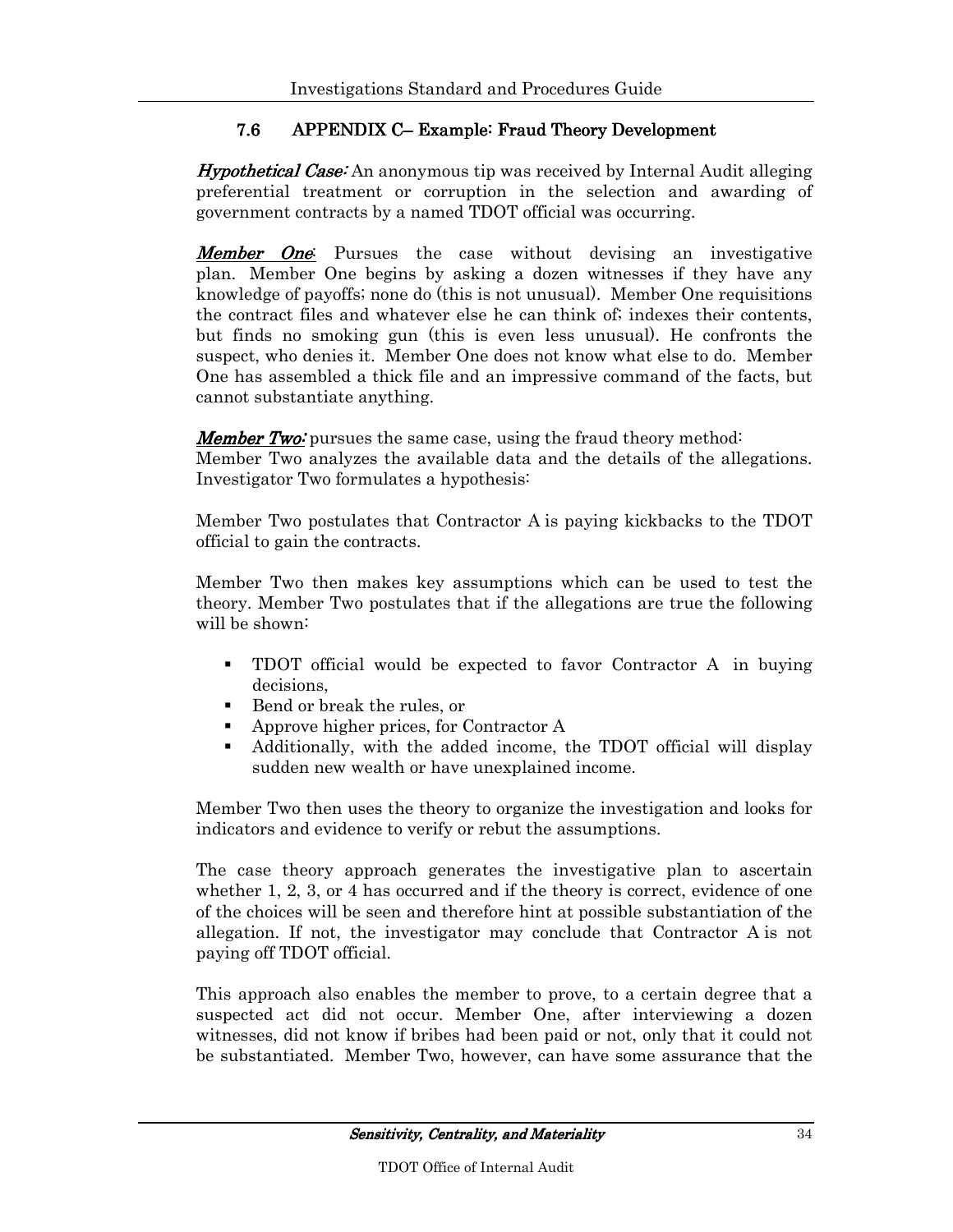### 7.6 APPENDIX C– Example: Fraud Theory Development

***Hypothetical Case:*** An anonymous tip was received by Internal Audit alleging preferential treatment or corruption in the selection and awarding of government contracts by a named TDOT official was occurring.

***Member One***: Pursues the case without devising an investigative plan. Member One begins by asking a dozen witnesses if they have any knowledge of payoffs; none do (this is not unusual). Member One requisitions the contract files and whatever else he can think of; indexes their contents, but finds no smoking gun (this is even less unusual). He confronts the suspect, who denies it. Member One does not know what else to do. Member One has assembled a thick file and an impressive command of the facts, but cannot substantiate anything.

***Member Two:*** pursues the same case, using the fraud theory method:
Member Two analyzes the available data and the details of the allegations. Investigator Two formulates a hypothesis:

Member Two postulates that Contractor A is paying kickbacks to the TDOT official to gain the contracts.

Member Two then makes key assumptions which can be used to test the theory. Member Two postulates that if the allegations are true the following will be shown:

- TDOT official would be expected to favor Contractor A in buying decisions,
- Bend or break the rules, or
- Approve higher prices, for Contractor A
- Additionally, with the added income, the TDOT official will display sudden new wealth or have unexplained income.

Member Two then uses the theory to organize the investigation and looks for indicators and evidence to verify or rebut the assumptions.

The case theory approach generates the investigative plan to ascertain whether 1, 2, 3, or 4 has occurred and if the theory is correct, evidence of one of the choices will be seen and therefore hint at possible substantiation of the allegation. If not, the investigator may conclude that Contractor A is not paying off TDOT official.

This approach also enables the member to prove, to a certain degree that a suspected act did not occur. Member One, after interviewing a dozen witnesses, did not know if bribes had been paid or not, only that it could not be substantiated. Member Two, however, can have some assurance that the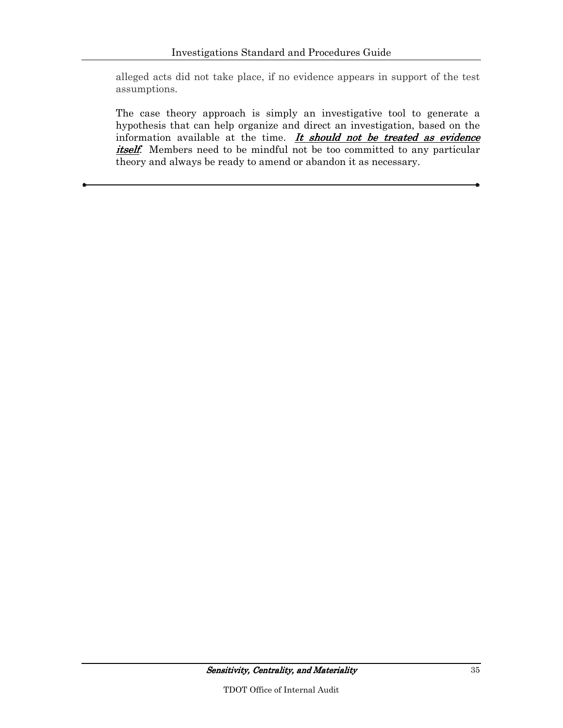alleged acts did not take place, if no evidence appears in support of the test assumptions.

The case theory approach is simply an investigative tool to generate a hypothesis that can help organize and direct an investigation, based on the information available at the time. ***It should not be treated as evidence itself***. Members need to be mindful not be too committed to any particular theory and always be ready to amend or abandon it as necessary.

---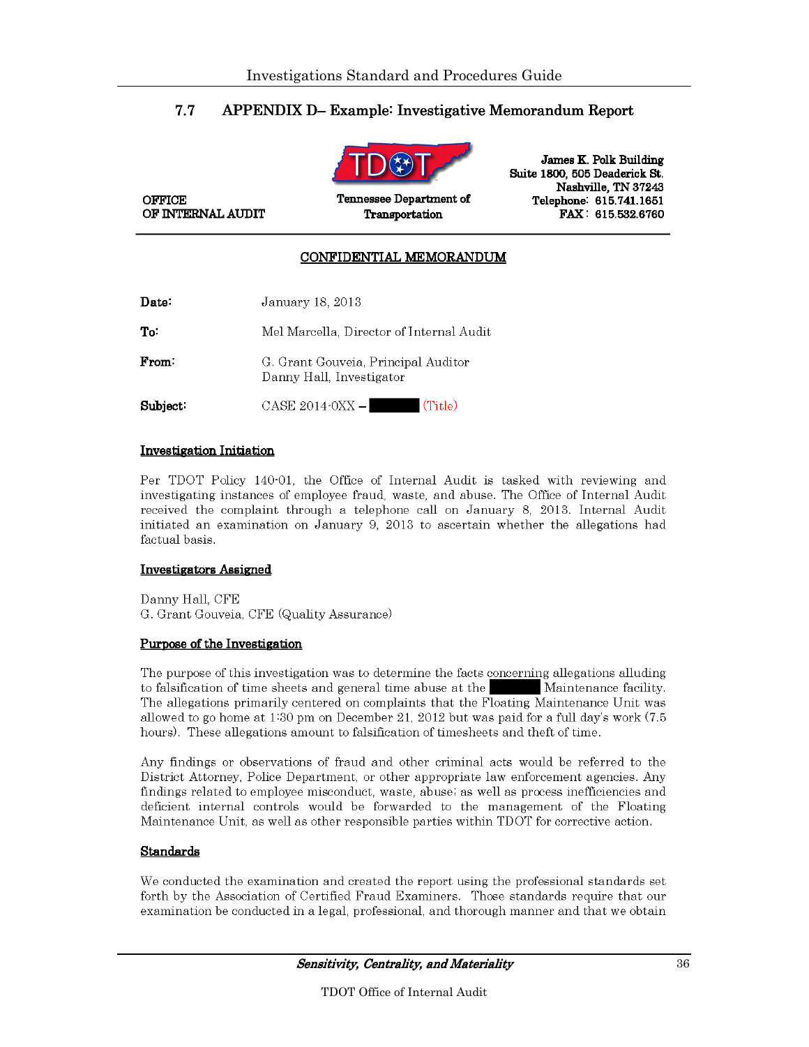## 7.7 APPENDIX D– Example: Investigative Memorandum Report

OFFICE
OF INTERNAL AUDIT

Tennessee Department of Transportation

**James K. Polk Building**
**Suite 1800, 505 Deaderick St.**
**Nashville, TN 37243**
**Telephone: 615.741.1651**
**FAX: 615.532.6760**

**CONFIDENTIAL MEMORANDUM**

**Date:** January 18, 2013

**To:** Mel Marcella, Director of Internal Audit

**From:** G. Grant Gouveia, Principal Auditor
Danny Hall, Investigator

**Subject:** CASE 2014-0XX – ██████ (Title)

**Investigation Initiation**

Per TDOT Policy 140-01, the Office of Internal Audit is tasked with reviewing and investigating instances of employee fraud, waste, and abuse. The Office of Internal Audit received the complaint through a telephone call on January 8, 2013. Internal Audit initiated an examination on January 9, 2013 to ascertain whether the allegations had factual basis.

**Investigators Assigned**

Danny Hall, CFE
G. Grant Gouveia, CFE (Quality Assurance)

**Purpose of the Investigation**

The purpose of this investigation was to determine the facts concerning allegations alluding to falsification of time sheets and general time abuse at the ██████ Maintenance facility. The allegations primarily centered on complaints that the Floating Maintenance Unit was allowed to go home at 1:30 pm on December 21, 2012 but was paid for a full day's work (7.5 hours). These allegations amount to falsification of timesheets and theft of time.

Any findings or observations of fraud and other criminal acts would be referred to the District Attorney, Police Department, or other appropriate law enforcement agencies. Any findings related to employee misconduct, waste, abuse; as well as process inefficiencies and deficient internal controls would be forwarded to the management of the Floating Maintenance Unit, as well as other responsible parties within TDOT for corrective action.

**Standards**

We conducted the examination and created the report using the professional standards set forth by the Association of Certified Fraud Examiners. Those standards require that our examination be conducted in a legal, professional, and thorough manner and that we obtain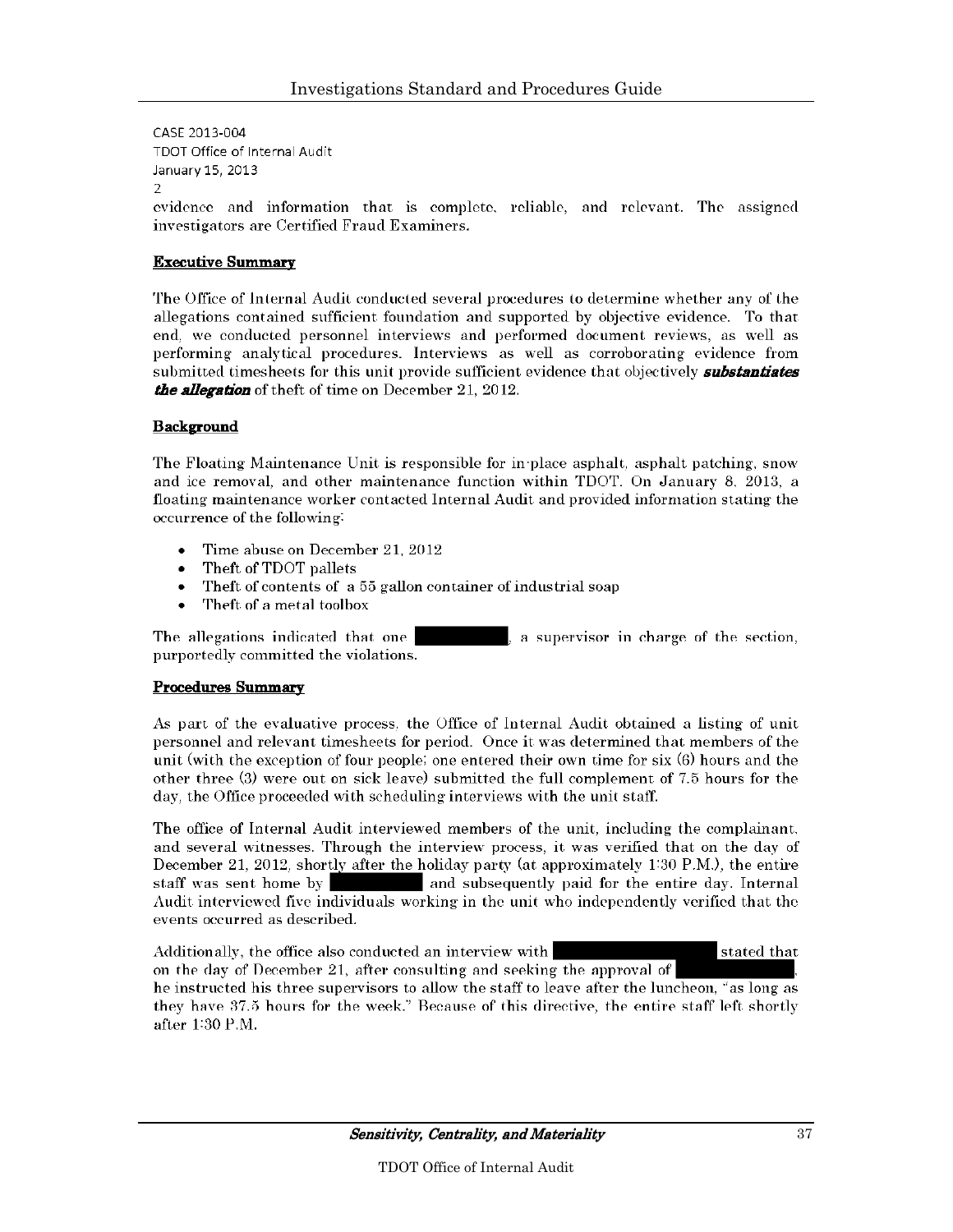CASE 2013-004
TDOT Office of Internal Audit
January 15, 2013
2

evidence and information that is complete, reliable, and relevant. The assigned investigators are Certified Fraud Examiners.

**Executive Summary**

The Office of Internal Audit conducted several procedures to determine whether any of the allegations contained sufficient foundation and supported by objective evidence. To that end, we conducted personnel interviews and performed document reviews, as well as performing analytical procedures. Interviews as well as corroborating evidence from submitted timesheets for this unit provide sufficient evidence that objectively ***substantiates the allegation*** of theft of time on December 21, 2012.

**Background**

The Floating Maintenance Unit is responsible for in-place asphalt, asphalt patching, snow and ice removal, and other maintenance function within TDOT. On January 8, 2013, a floating maintenance worker contacted Internal Audit and provided information stating the occurrence of the following:

- Time abuse on December 21, 2012
- Theft of TDOT pallets
- Theft of contents of a 55 gallon container of industrial soap
- Theft of a metal toolbox

The allegations indicated that one [REDACTED], a supervisor in charge of the section, purportedly committed the violations.

**Procedures Summary**

As part of the evaluative process, the Office of Internal Audit obtained a listing of unit personnel and relevant timesheets for period. Once it was determined that members of the unit (with the exception of four people; one entered their own time for six (6) hours and the other three (3) were out on sick leave) submitted the full complement of 7.5 hours for the day, the Office proceeded with scheduling interviews with the unit staff.

The office of Internal Audit interviewed members of the unit, including the complainant, and several witnesses. Through the interview process, it was verified that on the day of December 21, 2012, shortly after the holiday party (at approximately 1:30 P.M.), the entire staff was sent home by [REDACTED] and subsequently paid for the entire day. Internal Audit interviewed five individuals working in the unit who independently verified that the events occurred as described.

Additionally, the office also conducted an interview with [REDACTED] stated that on the day of December 21, after consulting and seeking the approval of [REDACTED], he instructed his three supervisors to allow the staff to leave after the luncheon, "as long as they have 37.5 hours for the week." Because of this directive, the entire staff left shortly after 1:30 P.M.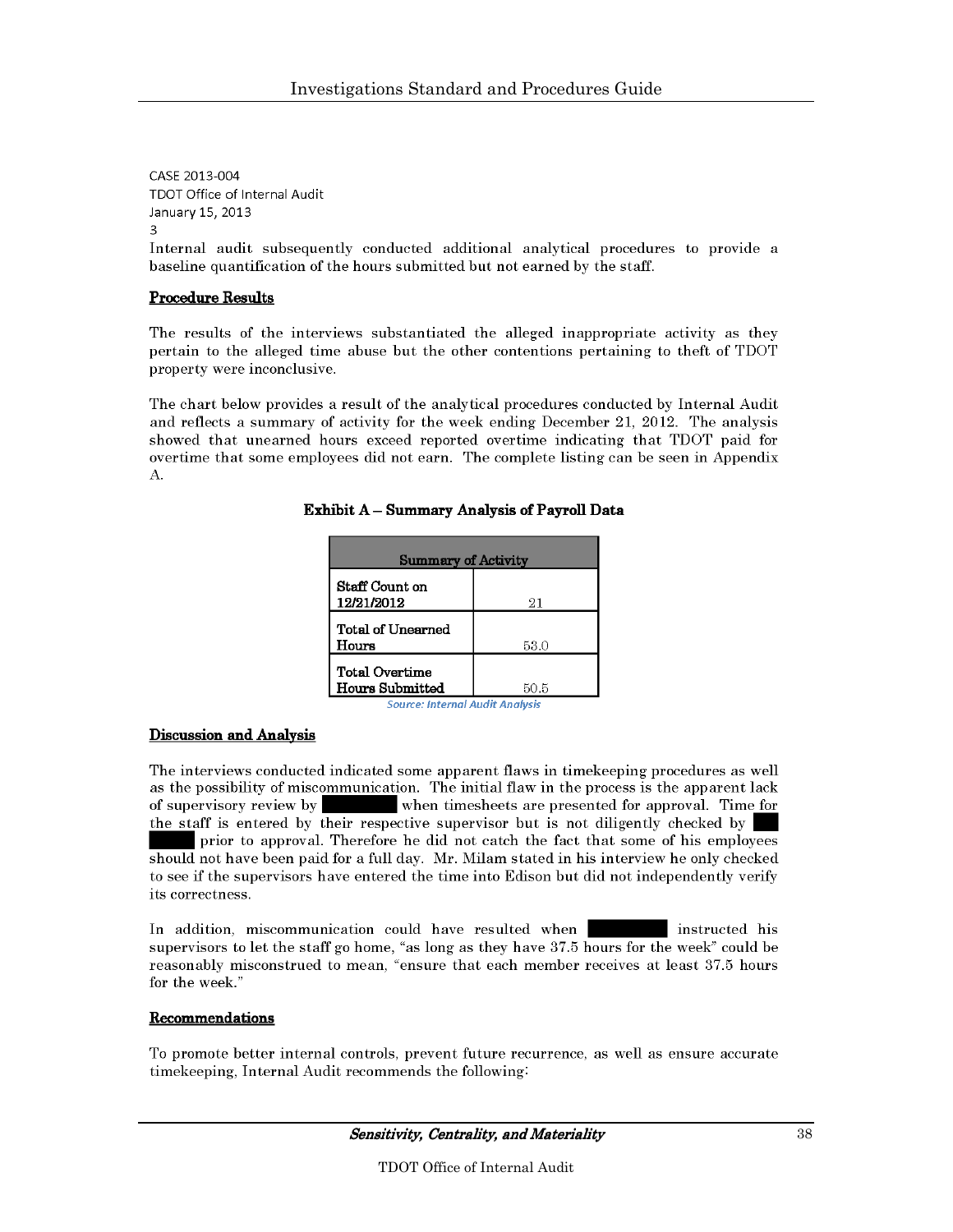CASE 2013-004
TDOT Office of Internal Audit
January 15, 2013
3

Internal audit subsequently conducted additional analytical procedures to provide a baseline quantification of the hours submitted but not earned by the staff.

**Procedure Results**

The results of the interviews substantiated the alleged inappropriate activity as they pertain to the alleged time abuse but the other contentions pertaining to theft of TDOT property were inconclusive.

The chart below provides a result of the analytical procedures conducted by Internal Audit and reflects a summary of activity for the week ending December 21, 2012. The analysis showed that unearned hours exceed reported overtime indicating that TDOT paid for overtime that some employees did not earn. The complete listing can be seen in Appendix A.

**Exhibit A – Summary Analysis of Payroll Data**

| Summary of Activity | |
|---|---|
| Staff Count on 12/21/2012 | 21 |
| Total of Unearned Hours | 53.0 |
| Total Overtime Hours Submitted | 50.5 |

*Source: Internal Audit Analysis*

**Discussion and Analysis**

The interviews conducted indicated some apparent flaws in timekeeping procedures as well as the possibility of miscommunication. The initial flaw in the process is the apparent lack of supervisory review by ██████ when timesheets are presented for approval. Time for the staff is entered by their respective supervisor but is not diligently checked by ██ ████ prior to approval. Therefore he did not catch the fact that some of his employees should not have been paid for a full day. Mr. Milam stated in his interview he only checked to see if the supervisors have entered the time into Edison but did not independently verify its correctness.

In addition, miscommunication could have resulted when ██████ instructed his supervisors to let the staff go home, "as long as they have 37.5 hours for the week" could be reasonably misconstrued to mean, "ensure that each member receives at least 37.5 hours for the week."

**Recommendations**

To promote better internal controls, prevent future recurrence, as well as ensure accurate timekeeping, Internal Audit recommends the following: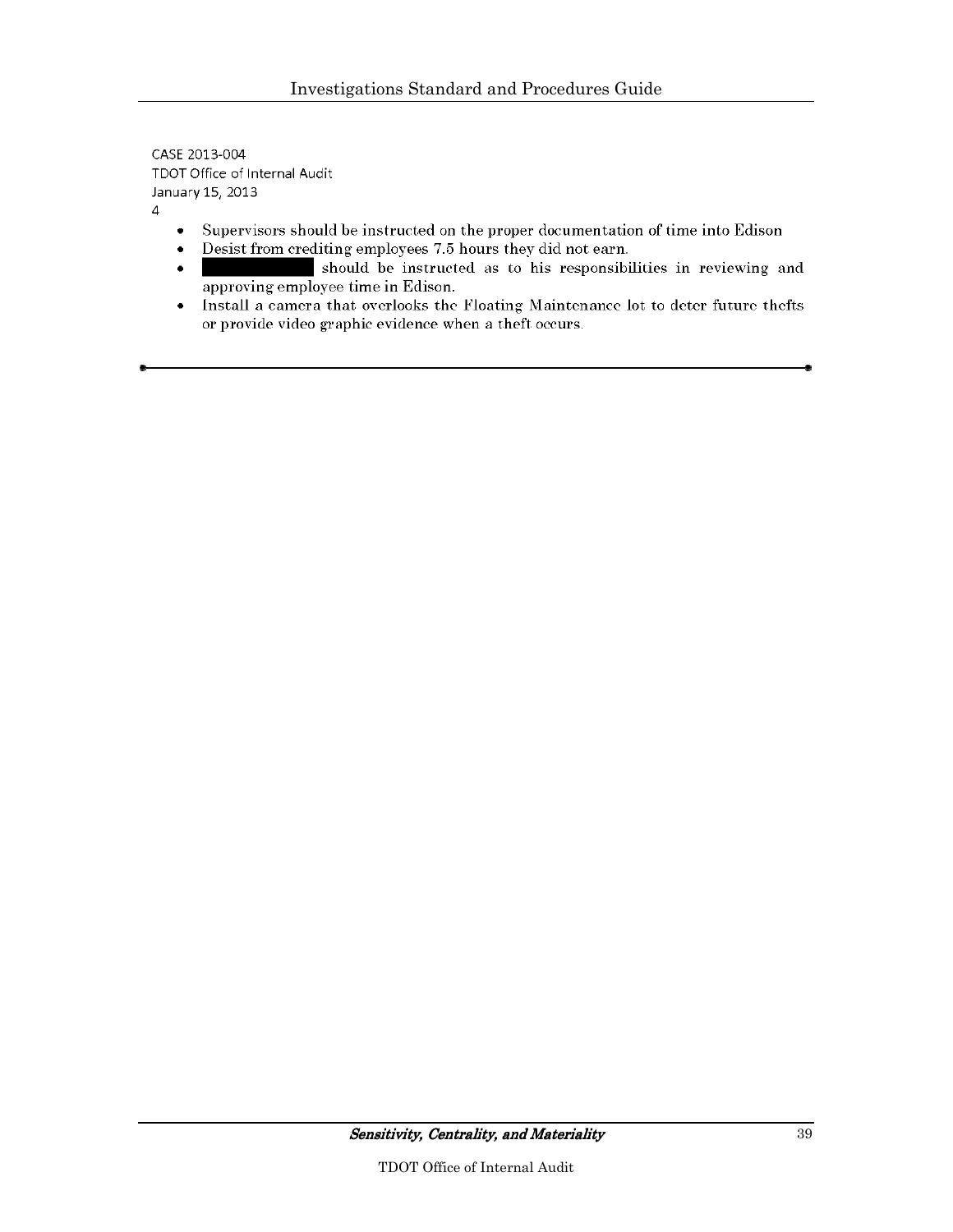CASE 2013-004
TDOT Office of Internal Audit
January 15, 2013
4

- Supervisors should be instructed on the proper documentation of time into Edison
- Desist from crediting employees 7.5 hours they did not earn.
- ███████████ should be instructed as to his responsibilities in reviewing and approving employee time in Edison.
- Install a camera that overlooks the Floating Maintenance lot to deter future thefts or provide video graphic evidence when a theft occurs.

---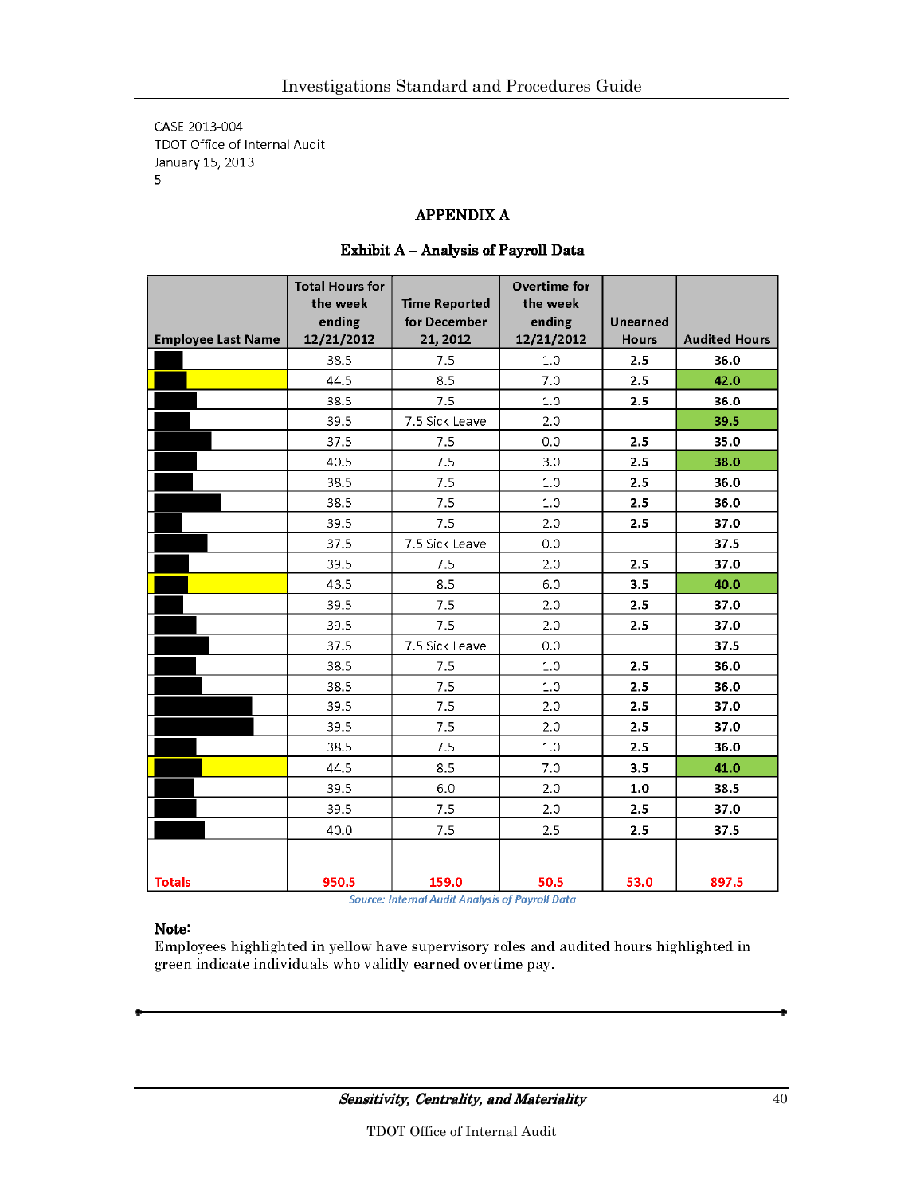CASE 2013-004
TDOT Office of Internal Audit
January 15, 2013
5

## APPENDIX A

### Exhibit A – Analysis of Payroll Data

| Employee Last Name | Total Hours for the week ending 12/21/2012 | Time Reported for December 21, 2012 | Overtime for the week ending 12/21/2012 | Unearned Hours | Audited Hours |
|---|---|---|---|---|---|
| | 38.5 | 7.5 | 1.0 | **2.5** | **36.0** |
| | 44.5 | 8.5 | 7.0 | **2.5** | **42.0** |
| | 38.5 | 7.5 | 1.0 | **2.5** | **36.0** |
| | 39.5 | 7.5 Sick Leave | 2.0 | | **39.5** |
| | 37.5 | 7.5 | 0.0 | **2.5** | **35.0** |
| | 40.5 | 7.5 | 3.0 | **2.5** | **38.0** |
| | 38.5 | 7.5 | 1.0 | **2.5** | **36.0** |
| | 38.5 | 7.5 | 1.0 | **2.5** | **36.0** |
| | 39.5 | 7.5 | 2.0 | **2.5** | **37.0** |
| | 37.5 | 7.5 Sick Leave | 0.0 | | **37.5** |
| | 39.5 | 7.5 | 2.0 | **2.5** | **37.0** |
| | 43.5 | 8.5 | 6.0 | **3.5** | **40.0** |
| | 39.5 | 7.5 | 2.0 | **2.5** | **37.0** |
| | 39.5 | 7.5 | 2.0 | **2.5** | **37.0** |
| | 37.5 | 7.5 Sick Leave | 0.0 | | **37.5** |
| | 38.5 | 7.5 | 1.0 | **2.5** | **36.0** |
| | 38.5 | 7.5 | 1.0 | **2.5** | **36.0** |
| | 39.5 | 7.5 | 2.0 | **2.5** | **37.0** |
| | 39.5 | 7.5 | 2.0 | **2.5** | **37.0** |
| | 38.5 | 7.5 | 1.0 | **2.5** | **36.0** |
| | 44.5 | 8.5 | 7.0 | **3.5** | **41.0** |
| | 39.5 | 6.0 | 2.0 | **1.0** | **38.5** |
| | 39.5 | 7.5 | 2.0 | **2.5** | **37.0** |
| | 40.0 | 7.5 | 2.5 | **2.5** | **37.5** |
| **Totals** | **950.5** | **159.0** | **50.5** | **53.0** | **897.5** |

*Source: Internal Audit Analysis of Payroll Data*

**Note:**
Employees highlighted in yellow have supervisory roles and audited hours highlighted in green indicate individuals who validly earned overtime pay.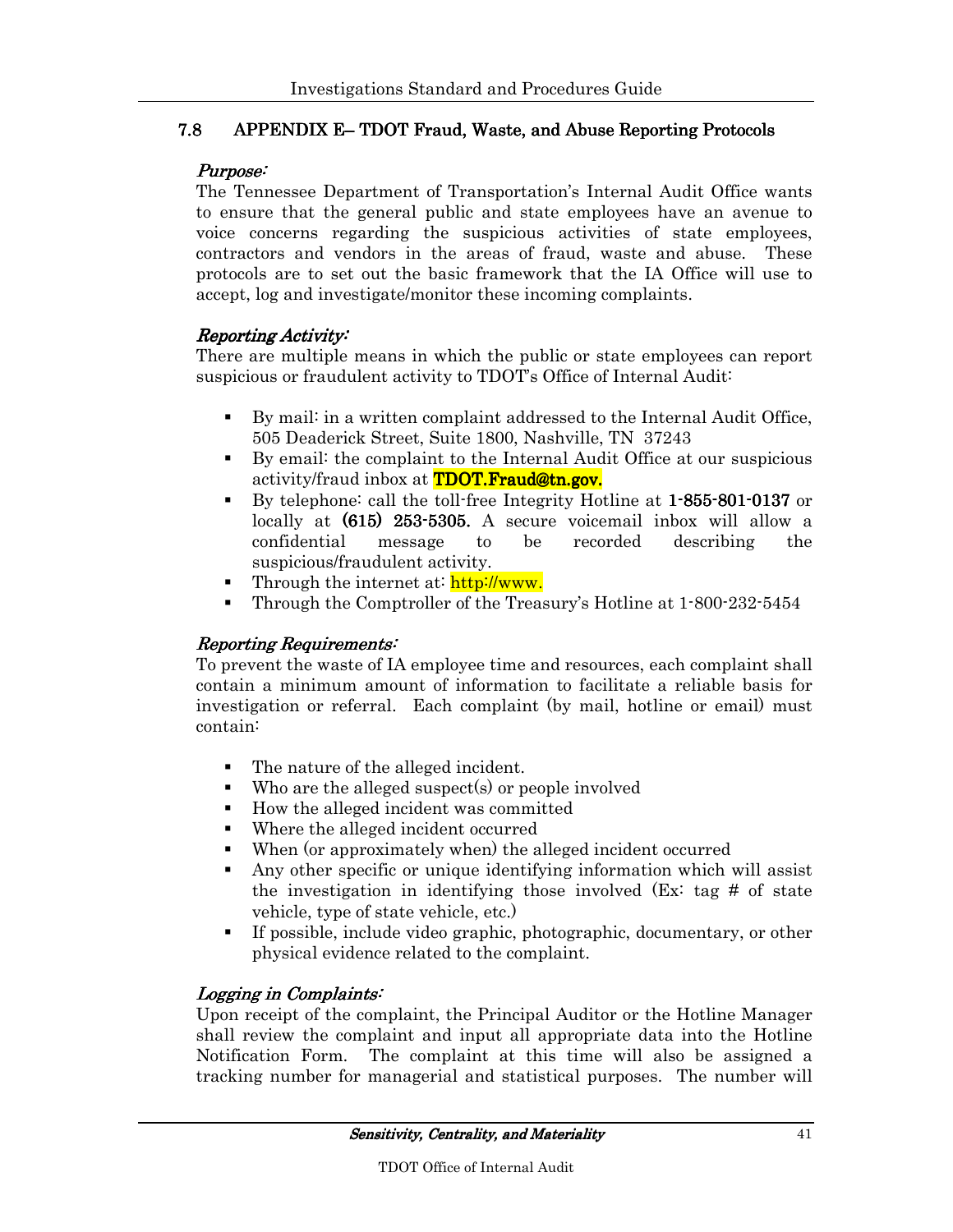## 7.8 APPENDIX E– TDOT Fraud, Waste, and Abuse Reporting Protocols

***Purpose:***

The Tennessee Department of Transportation's Internal Audit Office wants to ensure that the general public and state employees have an avenue to voice concerns regarding the suspicious activities of state employees, contractors and vendors in the areas of fraud, waste and abuse. These protocols are to set out the basic framework that the IA Office will use to accept, log and investigate/monitor these incoming complaints.

***Reporting Activity:***

There are multiple means in which the public or state employees can report suspicious or fraudulent activity to TDOT's Office of Internal Audit:

- By mail: in a written complaint addressed to the Internal Audit Office, 505 Deaderick Street, Suite 1800, Nashville, TN 37243
- By email: the complaint to the Internal Audit Office at our suspicious activity/fraud inbox at **TDOT.Fraud@tn.gov.**
- By telephone: call the toll-free Integrity Hotline at **1-855-801-0137** or locally at **(615) 253-5305.** A secure voicemail inbox will allow a confidential message to be recorded describing the suspicious/fraudulent activity.
- Through the internet at: http://www.
- Through the Comptroller of the Treasury's Hotline at 1-800-232-5454

***Reporting Requirements:***

To prevent the waste of IA employee time and resources, each complaint shall contain a minimum amount of information to facilitate a reliable basis for investigation or referral. Each complaint (by mail, hotline or email) must contain:

- The nature of the alleged incident.
- Who are the alleged suspect(s) or people involved
- How the alleged incident was committed
- Where the alleged incident occurred
- When (or approximately when) the alleged incident occurred
- Any other specific or unique identifying information which will assist the investigation in identifying those involved (Ex: tag # of state vehicle, type of state vehicle, etc.)
- If possible, include video graphic, photographic, documentary, or other physical evidence related to the complaint.

***Logging in Complaints:***

Upon receipt of the complaint, the Principal Auditor or the Hotline Manager shall review the complaint and input all appropriate data into the Hotline Notification Form. The complaint at this time will also be assigned a tracking number for managerial and statistical purposes. The number will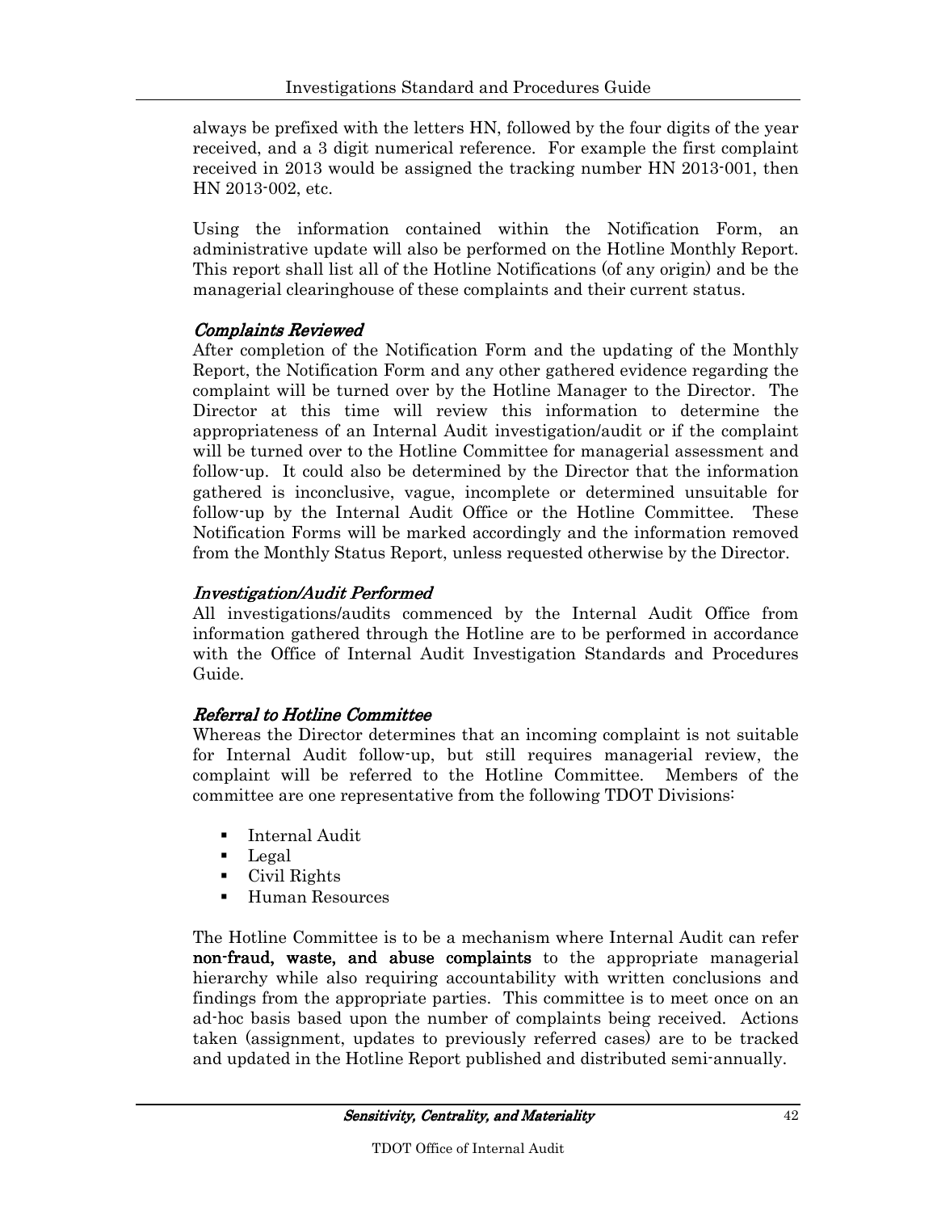always be prefixed with the letters HN, followed by the four digits of the year received, and a 3 digit numerical reference. For example the first complaint received in 2013 would be assigned the tracking number HN 2013-001, then HN 2013-002, etc.

Using the information contained within the Notification Form, an administrative update will also be performed on the Hotline Monthly Report. This report shall list all of the Hotline Notifications (of any origin) and be the managerial clearinghouse of these complaints and their current status.

### *Complaints Reviewed*

After completion of the Notification Form and the updating of the Monthly Report, the Notification Form and any other gathered evidence regarding the complaint will be turned over by the Hotline Manager to the Director. The Director at this time will review this information to determine the appropriateness of an Internal Audit investigation/audit or if the complaint will be turned over to the Hotline Committee for managerial assessment and follow-up. It could also be determined by the Director that the information gathered is inconclusive, vague, incomplete or determined unsuitable for follow-up by the Internal Audit Office or the Hotline Committee. These Notification Forms will be marked accordingly and the information removed from the Monthly Status Report, unless requested otherwise by the Director.

### *Investigation/Audit Performed*

All investigations/audits commenced by the Internal Audit Office from information gathered through the Hotline are to be performed in accordance with the Office of Internal Audit Investigation Standards and Procedures Guide.

### *Referral to Hotline Committee*

Whereas the Director determines that an incoming complaint is not suitable for Internal Audit follow-up, but still requires managerial review, the complaint will be referred to the Hotline Committee. Members of the committee are one representative from the following TDOT Divisions:

- Internal Audit
- Legal
- Civil Rights
- Human Resources

The Hotline Committee is to be a mechanism where Internal Audit can refer **non-fraud, waste, and abuse complaints** to the appropriate managerial hierarchy while also requiring accountability with written conclusions and findings from the appropriate parties. This committee is to meet once on an ad-hoc basis based upon the number of complaints being received. Actions taken (assignment, updates to previously referred cases) are to be tracked and updated in the Hotline Report published and distributed semi-annually.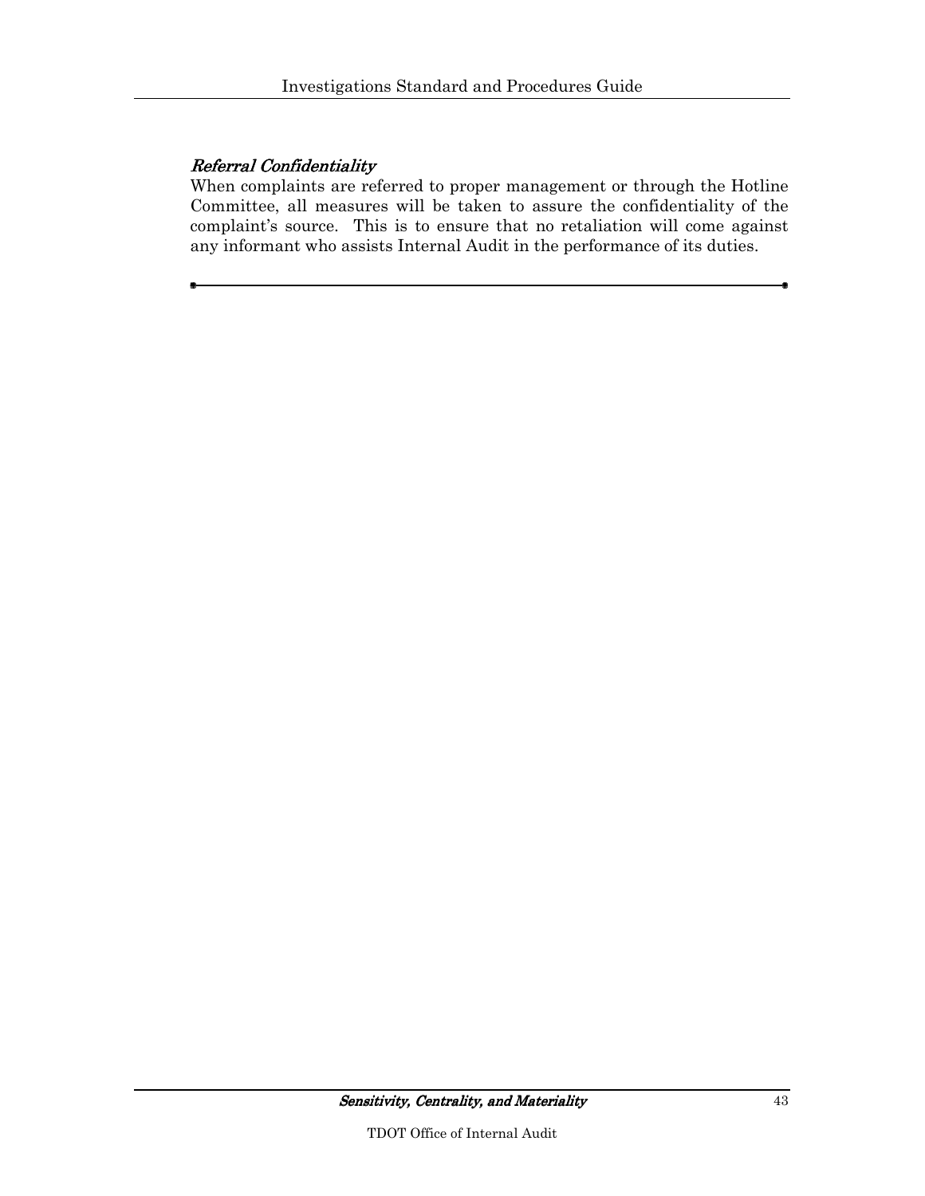### *Referral Confidentiality*

When complaints are referred to proper management or through the Hotline Committee, all measures will be taken to assure the confidentiality of the complaint's source. This is to ensure that no retaliation will come against any informant who assists Internal Audit in the performance of its duties.

---